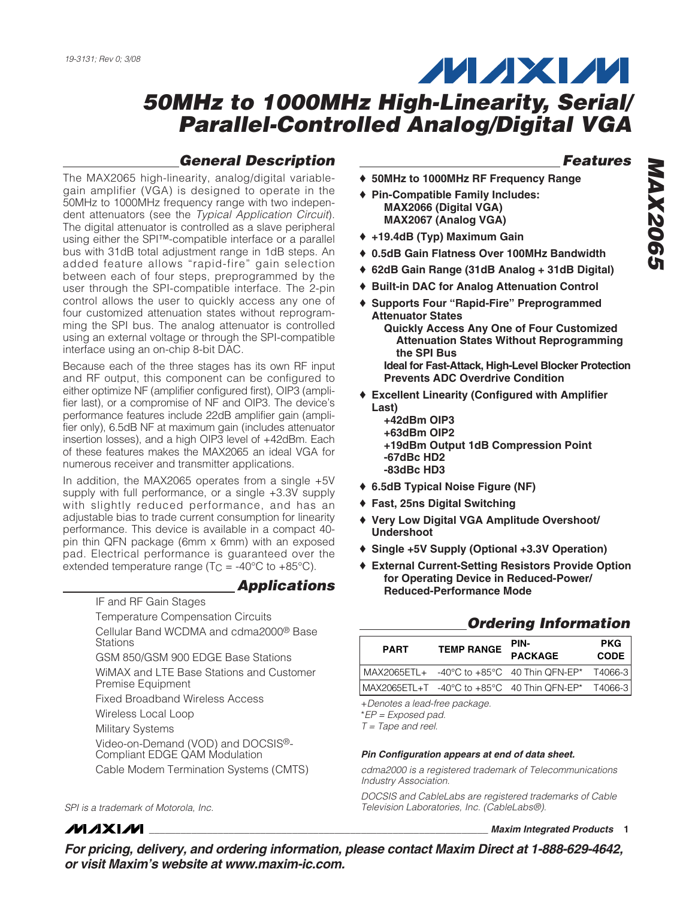19-3131; Rev 0; 3/08

# 50MHz to 1000MHz High-Linearity, Serial/Parallel-Controlled Analog/Digital VGA

## General Description

The MAX2065 high-linearity, analog/digital variable-gain amplifier (VGA) is designed to operate in the 50MHz to 1000MHz frequency range with two independent attenuators (see the *Typical Application Circuit*). The digital attenuator is controlled as a slave peripheral using either the SPI™-compatible interface or a parallel bus with 31dB total adjustment range in 1dB steps. An added feature allows "rapid-fire" gain selection between each of four steps, preprogrammed by the user through the SPI-compatible interface. The 2-pin control allows the user to quickly access any one of four customized attenuation states without reprogramming the SPI bus. The analog attenuator is controlled using an external voltage or through the SPI-compatible interface using an on-chip 8-bit DAC.

Because each of the three stages has its own RF input and RF output, this component can be configured to either optimize NF (amplifier configured first), OIP3 (amplifier last), or a compromise of NF and OIP3. The device's performance features include 22dB amplifier gain (amplifier only), 6.5dB NF at maximum gain (includes attenuator insertion losses), and a high OIP3 level of +42dBm. Each of these features makes the MAX2065 an ideal VGA for numerous receiver and transmitter applications.

In addition, the MAX2065 operates from a single +5V supply with full performance, or a single +3.3V supply with slightly reduced performance, and has an adjustable bias to trade current consumption for linearity performance. This device is available in a compact 40-pin thin QFN package (6mm x 6mm) with an exposed pad. Electrical performance is guaranteed over the extended temperature range ($T_C$ = -40°C to +85°C).

## Applications

- IF and RF Gain Stages
- Temperature Compensation Circuits
- Cellular Band WCDMA and cdma2000® Base Stations
- GSM 850/GSM 900 EDGE Base Stations
- WiMAX and LTE Base Stations and Customer Premise Equipment
- Fixed Broadband Wireless Access
- Wireless Local Loop
- Military Systems
- Video-on-Demand (VOD) and DOCSIS®-Compliant EDGE QAM Modulation
- Cable Modem Termination Systems (CMTS)

*SPI is a trademark of Motorola, Inc.*

## Features

- **50MHz to 1000MHz RF Frequency Range**
- **Pin-Compatible Family Includes:**
  - **MAX2066 (Digital VGA)**
  - **MAX2067 (Analog VGA)**
- **+19.4dB (Typ) Maximum Gain**
- **0.5dB Gain Flatness Over 100MHz Bandwidth**
- **62dB Gain Range (31dB Analog + 31dB Digital)**
- **Built-in DAC for Analog Attenuation Control**
- **Supports Four "Rapid-Fire" Preprogrammed Attenuator States**
  - **Quickly Access Any One of Four Customized Attenuation States Without Reprogramming the SPI Bus**
  - **Ideal for Fast-Attack, High-Level Blocker Protection**
  - **Prevents ADC Overdrive Condition**
- **Excellent Linearity (Configured with Amplifier Last)**
  - **+42dBm OIP3**
  - **+63dBm OIP2**
  - **+19dBm Output 1dB Compression Point**
  - **-67dBc HD2**
  - **-83dBc HD3**
- **6.5dB Typical Noise Figure (NF)**
- **Fast, 25ns Digital Switching**
- **Very Low Digital VGA Amplitude Overshoot/Undershoot**
- **Single +5V Supply (Optional +3.3V Operation)**
- **External Current-Setting Resistors Provide Option for Operating Device in Reduced-Power/Reduced-Performance Mode**

## Ordering Information

| PART | TEMP RANGE | PIN-PACKAGE | PKG CODE |
|---|---|---|---|
| MAX2065ETL+ | -40°C to +85°C | 40 Thin QFN-EP* | T4066-3 |
| MAX2065ETL+T | -40°C to +85°C | 40 Thin QFN-EP* | T4066-3 |

*+Denotes a lead-free package.*
*\*EP = Exposed pad.*
*T = Tape and reel.*

***Pin Configuration appears at end of data sheet.***

*cdma2000 is a registered trademark of Telecommunications Industry Association.*

*DOCSIS and CableLabs are registered trademarks of Cable Television Laboratories, Inc. (CableLabs®).*

***For pricing, delivery, and ordering information, please contact Maxim Direct at 1-888-629-4642, or visit Maxim's website at www.maxim-ic.com.***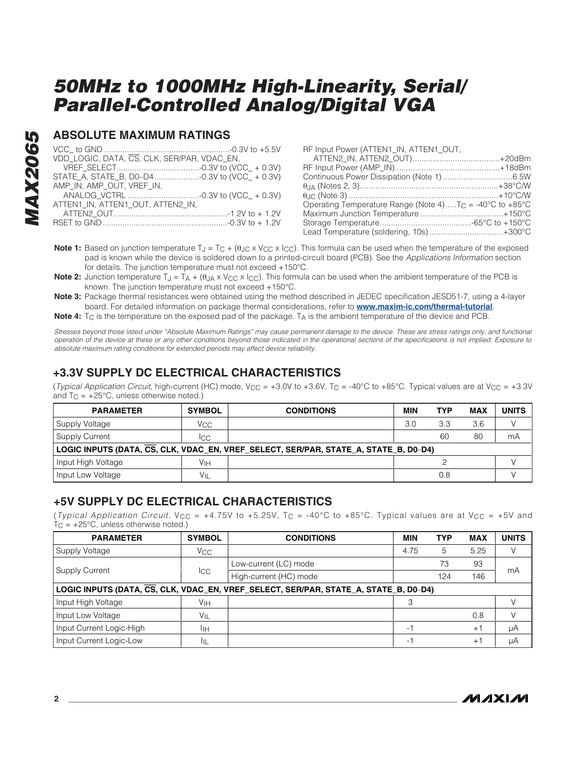## ABSOLUTE MAXIMUM RATINGS

VCC_ to GND ........................................................-0.3V to +5.5V
VDD_LOGIC, DATA, $\overline{CS}$, CLK, SER/PAR, VDAC_EN,
VREF_SELECT.....................................-0.3V to (VCC_ + 0.3V)
STATE_A, STATE_B, D0–D4....................-0.3V to (VCC_ + 0.3V)
AMP_IN, AMP_OUT, VREF_IN,
ANALOG_VCTRL ................................-0.3V to (VCC_ + 0.3V)
ATTEN1_IN, ATTEN1_OUT, ATTEN2_IN,
ATTEN2_OUT...................................................-1.2V to + 1.2V
RSET to GND........................................................-0.3V to + 1.2V

RF Input Power (ATTEN1_IN, ATTEN1_OUT,
ATTEN2_IN, ATTEN2_OUT).......................................+20dBm
RF Input Power (AMP_IN)...............................................+18dBm
Continuous Power Dissipation (Note 1) ...............................6.5W
$\theta_{JA}$ (Notes 2, 3).............................................................+38°C/W
$\theta_{JC}$ (Note 3) ...................................................................+10°C/W
Operating Temperature Range (Note 4).....$T_C$ = -40°C to +85°C
Maximum Junction Temperature .....................................+150°C
Storage Temperature.........................................-65°C to +150°C
Lead Temperature (soldering, 10s) .................................+300°C

**Note 1:** Based on junction temperature $T_J = T_C + (\theta_{JC} \times V_{CC} \times I_{CC})$. This formula can be used when the temperature of the exposed pad is known while the device is soldered down to a printed-circuit board (PCB). See the *Applications Information* section for details. The junction temperature must not exceed +150°C.

**Note 2:** Junction temperature $T_J = T_A + (\theta_{JA} \times V_{CC} \times I_{CC})$. This formula can be used when the ambient temperature of the PCB is known. The junction temperature must not exceed +150°C.

**Note 3:** Package thermal resistances were obtained using the method described in JEDEC specification JESD51-7, using a 4-layer board. For detailed information on package thermal considerations, refer to **www.maxim-ic.com/thermal-tutorial**.

**Note 4:** $T_C$ is the temperature on the exposed pad of the package. $T_A$ is the ambient temperature of the device and PCB.

*Stresses beyond those listed under "Absolute Maximum Ratings" may cause permanent damage to the device. These are stress ratings only, and functional operation of the device at these or any other conditions beyond those indicated in the operational sections of the specifications is not implied. Exposure to absolute maximum rating conditions for extended periods may affect device reliability.*

## +3.3V SUPPLY DC ELECTRICAL CHARACTERISTICS

(*Typical Application Circuit*, high-current (HC) mode, $V_{CC}$ = +3.0V to +3.6V, $T_C$ = -40°C to +85°C. Typical values are at $V_{CC}$ = +3.3V and $T_C$ = +25°C, unless otherwise noted.)

| PARAMETER | SYMBOL | CONDITIONS | MIN | TYP | MAX | UNITS |
|---|---|---|---|---|---|---|
| Supply Voltage | $V_{CC}$ | | 3.0 | 3.3 | 3.6 | V |
| Supply Current | $I_{CC}$ | | | 60 | 80 | mA |
| **LOGIC INPUTS (DATA, $\overline{CS}$, CLK, VDAC_EN, VREF_SELECT, SER/PAR, STATE_A, STATE_B, D0–D4)** | | | | | | |
| Input High Voltage | $V_{IH}$ | | | 2 | | V |
| Input Low Voltage | $V_{IL}$ | | | 0.8 | | V |

## +5V SUPPLY DC ELECTRICAL CHARACTERISTICS

(*Typical Application Circuit*, $V_{CC}$ = +4.75V to +5.25V, $T_C$ = -40°C to +85°C. Typical values are at $V_{CC}$ = +5V and $T_C$ = +25°C, unless otherwise noted.)

| PARAMETER | SYMBOL | CONDITIONS | MIN | TYP | MAX | UNITS |
|---|---|---|---|---|---|---|
| Supply Voltage | $V_{CC}$ | | 4.75 | 5 | 5.25 | V |
| Supply Current | $I_{CC}$ | Low-current (LC) mode | | 73 | 93 | mA |
| | | High-current (HC) mode | | 124 | 146 | |
| **LOGIC INPUTS (DATA, $\overline{CS}$, CLK, VDAC_EN, VREF_SELECT, SER/PAR, STATE_A, STATE_B, D0–D4)** | | | | | | |
| Input High Voltage | $V_{IH}$ | | 3 | | | V |
| Input Low Voltage | $V_{IL}$ | | | | 0.8 | V |
| Input Current Logic-High | $I_{IH}$ | | -1 | | +1 | µA |
| Input Current Logic-Low | $I_{IL}$ | | -1 | | +1 | µA |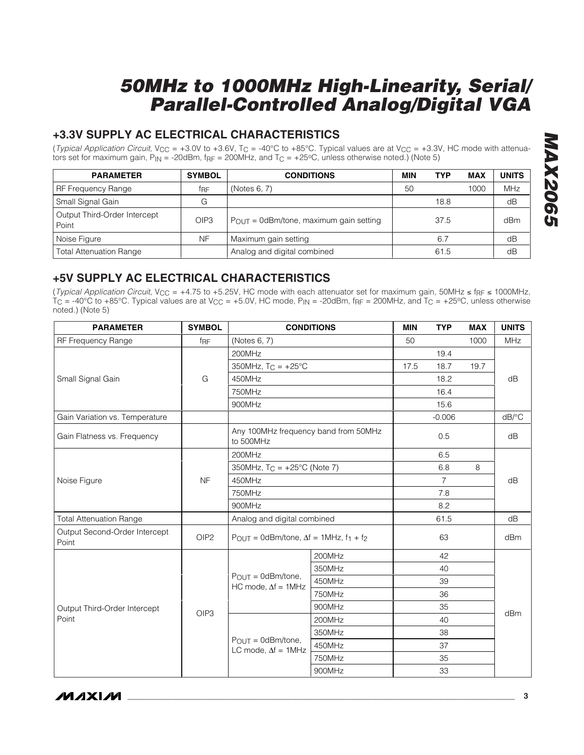## +3.3V SUPPLY AC ELECTRICAL CHARACTERISTICS

(*Typical Application Circuit*, $V_{CC}$ = +3.0V to +3.6V, $T_C$ = -40°C to +85°C. Typical values are at $V_{CC}$ = +3.3V, HC mode with attenuators set for maximum gain, $P_{IN}$ = -20dBm, $f_{RF}$ = 200MHz, and $T_C$ = +25°C, unless otherwise noted.) (Note 5)

| PARAMETER | SYMBOL | CONDITIONS | MIN | TYP | MAX | UNITS |
|---|---|---|---|---|---|---|
| RF Frequency Range | $f_{RF}$ | (Notes 6, 7) | 50 | | 1000 | MHz |
| Small Signal Gain | G | | | 18.8 | | dB |
| Output Third-Order Intercept Point | OIP3 | $P_{OUT}$ = 0dBm/tone, maximum gain setting | | 37.5 | | dBm |
| Noise Figure | NF | Maximum gain setting | | 6.7 | | dB |
| Total Attenuation Range | | Analog and digital combined | | 61.5 | | dB |

## +5V SUPPLY AC ELECTRICAL CHARACTERISTICS

(*Typical Application Circuit*, $V_{CC}$ = +4.75 to +5.25V, HC mode with each attenuator set for maximum gain, 50MHz ≤ $f_{RF}$ ≤ 1000MHz, $T_C$ = -40°C to +85°C. Typical values are at $V_{CC}$ = +5.0V, HC mode, $P_{IN}$ = -20dBm, $f_{RF}$ = 200MHz, and $T_C$ = +25°C, unless otherwise noted.) (Note 5)

| PARAMETER | SYMBOL | CONDITIONS | | MIN | TYP | MAX | UNITS |
|---|---|---|---|---|---|---|---|
| RF Frequency Range | $f_{RF}$ | (Notes 6, 7) | | 50 | | 1000 | MHz |
| Small Signal Gain | G | 200MHz | | | 19.4 | | dB |
| | | 350MHz, $T_C$ = +25°C | | 17.5 | 18.7 | 19.7 | |
| | | 450MHz | | | 18.2 | | |
| | | 750MHz | | | 16.4 | | |
| | | 900MHz | | | 15.6 | | |
| Gain Variation vs. Temperature | | | | | -0.006 | | dB/°C |
| Gain Flatness vs. Frequency | | Any 100MHz frequency band from 50MHz to 500MHz | | | 0.5 | | dB |
| Noise Figure | NF | 200MHz | | | 6.5 | | dB |
| | | 350MHz, $T_C$ = +25°C (Note 7) | | | 6.8 | 8 | |
| | | 450MHz | | | 7 | | |
| | | 750MHz | | | 7.8 | | |
| | | 900MHz | | | 8.2 | | |
| Total Attenuation Range | | Analog and digital combined | | | 61.5 | | dB |
| Output Second-Order Intercept Point | OIP2 | $P_{OUT}$ = 0dBm/tone, Δf = 1MHz, $f_1$ + $f_2$ | | | 63 | | dBm |
| Output Third-Order Intercept Point | OIP3 | $P_{OUT}$ = 0dBm/tone, HC mode, Δf = 1MHz | 200MHz | | 42 | | dBm |
| | | | 350MHz | | 40 | | |
| | | | 450MHz | | 39 | | |
| | | | 750MHz | | 36 | | |
| | | | 900MHz | | 35 | | |
| | | $P_{OUT}$ = 0dBm/tone, LC mode, Δf = 1MHz | 200MHz | | 40 | | |
| | | | 350MHz | | 38 | | |
| | | | 450MHz | | 37 | | |
| | | | 750MHz | | 35 | | |
| | | | 900MHz | | 33 | | |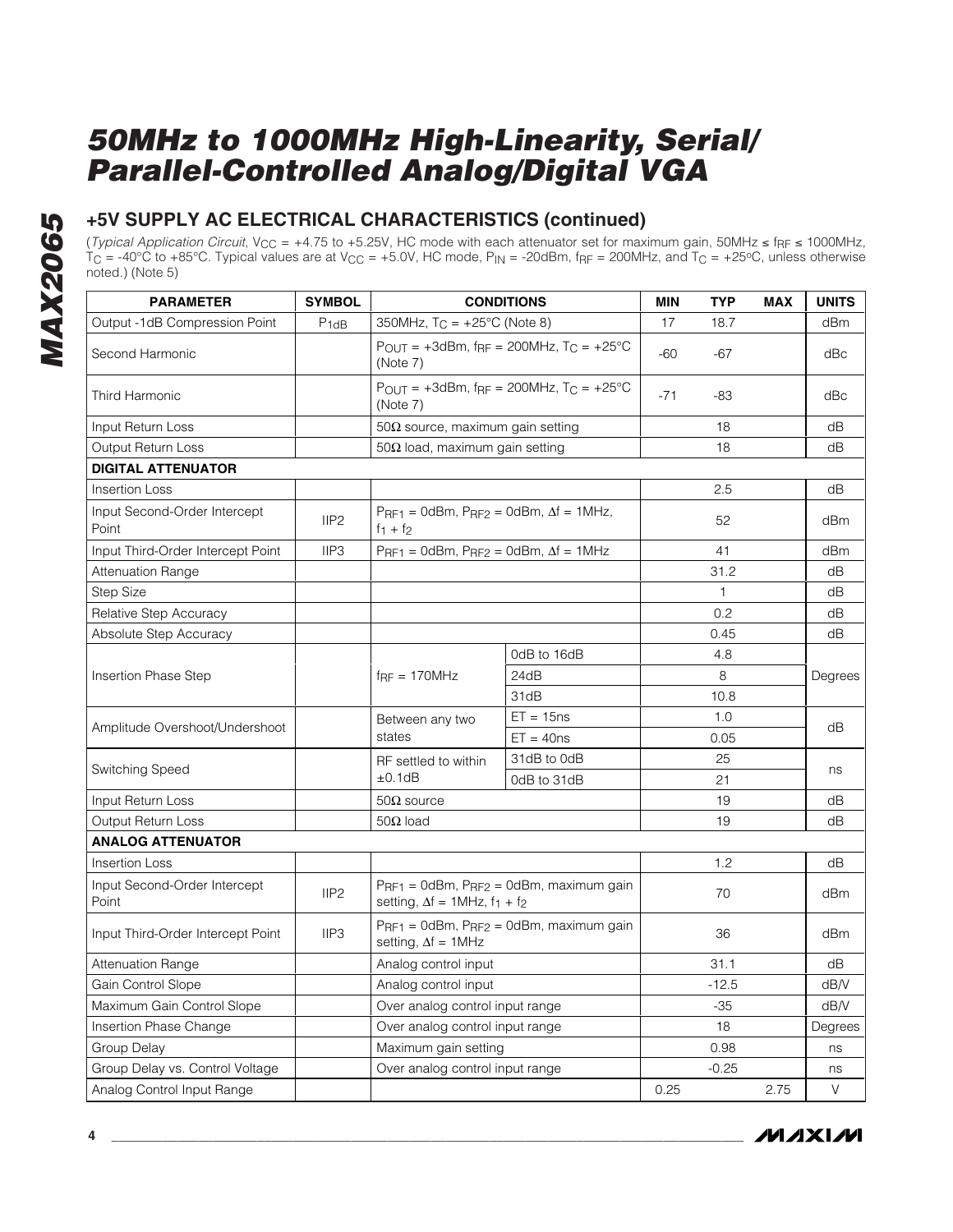# 50MHz to 1000MHz High-Linearity, Serial/Parallel-Controlled Analog/Digital VGA

## +5V SUPPLY AC ELECTRICAL CHARACTERISTICS (continued)

(*Typical Application Circuit*, $V_{CC}$ = +4.75 to +5.25V, HC mode with each attenuator set for maximum gain, 50MHz ≤ $f_{RF}$ ≤ 1000MHz, $T_C$ = -40°C to +85°C. Typical values are at $V_{CC}$ = +5.0V, HC mode, $P_{IN}$ = -20dBm, $f_{RF}$ = 200MHz, and $T_C$ = +25°C, unless otherwise noted.) (Note 5)

| PARAMETER | SYMBOL | CONDITIONS | | MIN | TYP | MAX | UNITS |
|---|---|---|---|---|---|---|---|
| Output -1dB Compression Point | $P_{1dB}$ | 350MHz, $T_C$ = +25°C (Note 8) | | 17 | 18.7 | | dBm |
| Second Harmonic | | $P_{OUT}$ = +3dBm, $f_{RF}$ = 200MHz, $T_C$ = +25°C (Note 7) | | -60 | -67 | | dBc |
| Third Harmonic | | $P_{OUT}$ = +3dBm, $f_{RF}$ = 200MHz, $T_C$ = +25°C (Note 7) | | -71 | -83 | | dBc |
| Input Return Loss | | 50Ω source, maximum gain setting | | | 18 | | dB |
| Output Return Loss | | 50Ω load, maximum gain setting | | | 18 | | dB |
| **DIGITAL ATTENUATOR** | | | | | | | |
| Insertion Loss | | | | | 2.5 | | dB |
| Input Second-Order Intercept Point | IIP2 | $P_{RF1}$ = 0dBm, $P_{RF2}$ = 0dBm, Δf = 1MHz, $f_1 + f_2$ | | | 52 | | dBm |
| Input Third-Order Intercept Point | IIP3 | $P_{RF1}$ = 0dBm, $P_{RF2}$ = 0dBm, Δf = 1MHz | | | 41 | | dBm |
| Attenuation Range | | | | | 31.2 | | dB |
| Step Size | | | | | 1 | | dB |
| Relative Step Accuracy | | | | | 0.2 | | dB |
| Absolute Step Accuracy | | | | | 0.45 | | dB |
| Insertion Phase Step | | $f_{RF}$ = 170MHz | 0dB to 16dB | | 4.8 | | Degrees |
| | | | 24dB | | 8 | | |
| | | | 31dB | | 10.8 | | |
| Amplitude Overshoot/Undershoot | | Between any two states | ET = 15ns | | 1.0 | | dB |
| | | | ET = 40ns | | 0.05 | | |
| Switching Speed | | RF settled to within ±0.1dB | 31dB to 0dB | | 25 | | ns |
| | | | 0dB to 31dB | | 21 | | |
| Input Return Loss | | 50Ω source | | | 19 | | dB |
| Output Return Loss | | 50Ω load | | | 19 | | dB |
| **ANALOG ATTENUATOR** | | | | | | | |
| Insertion Loss | | | | | 1.2 | | dB |
| Input Second-Order Intercept Point | IIP2 | $P_{RF1}$ = 0dBm, $P_{RF2}$ = 0dBm, maximum gain setting, Δf = 1MHz, $f_1 + f_2$ | | | 70 | | dBm |
| Input Third-Order Intercept Point | IIP3 | $P_{RF1}$ = 0dBm, $P_{RF2}$ = 0dBm, maximum gain setting, Δf = 1MHz | | | 36 | | dBm |
| Attenuation Range | | Analog control input | | | 31.1 | | dB |
| Gain Control Slope | | Analog control input | | | -12.5 | | dB/V |
| Maximum Gain Control Slope | | Over analog control input range | | | -35 | | dB/V |
| Insertion Phase Change | | Over analog control input range | | | 18 | | Degrees |
| Group Delay | | Maximum gain setting | | | 0.98 | | ns |
| Group Delay vs. Control Voltage | | Over analog control input range | | | -0.25 | | ns |
| Analog Control Input Range | | | | 0.25 | | 2.75 | V |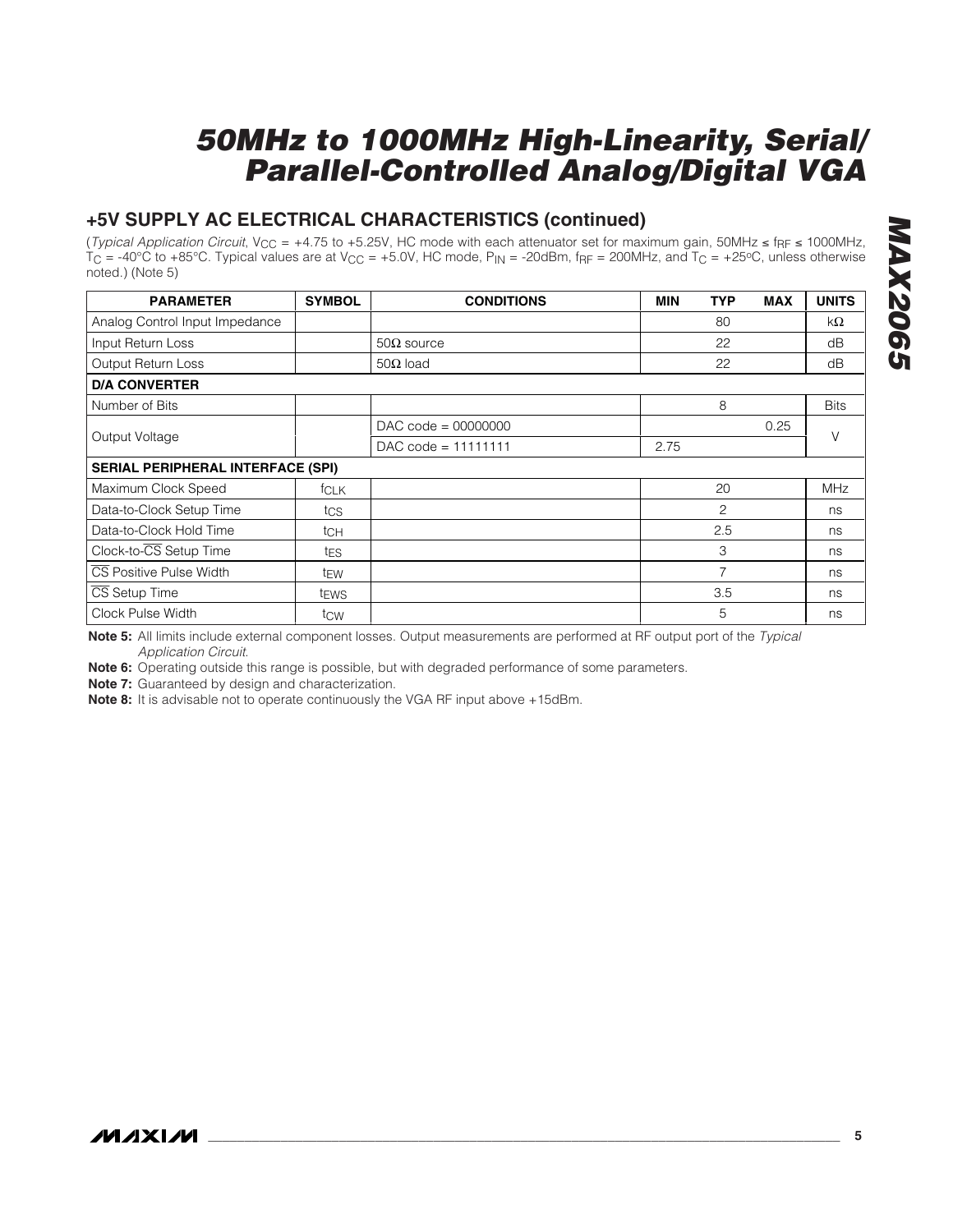## +5V SUPPLY AC ELECTRICAL CHARACTERISTICS (continued)

(*Typical Application Circuit*, $V_{CC}$ = +4.75 to +5.25V, HC mode with each attenuator set for maximum gain, 50MHz ≤ $f_{RF}$ ≤ 1000MHz, $T_C$ = -40°C to +85°C. Typical values are at $V_{CC}$ = +5.0V, HC mode, $P_{IN}$ = -20dBm, $f_{RF}$ = 200MHz, and $T_C$ = +25°C, unless otherwise noted.) (Note 5)

| PARAMETER | SYMBOL | CONDITIONS | MIN | TYP | MAX | UNITS |
|---|---|---|---|---|---|---|
| Analog Control Input Impedance | | | | 80 | | kΩ |
| Input Return Loss | | 50Ω source | | 22 | | dB |
| Output Return Loss | | 50Ω load | | 22 | | dB |
| **D/A CONVERTER** | | | | | | |
| Number of Bits | | | | 8 | | Bits |
| Output Voltage | | DAC code = 00000000 | | | 0.25 | V |
| | | DAC code = 11111111 | 2.75 | | | |
| **SERIAL PERIPHERAL INTERFACE (SPI)** | | | | | | |
| Maximum Clock Speed | $f_{CLK}$ | | | 20 | | MHz |
| Data-to-Clock Setup Time | $t_{CS}$ | | | 2 | | ns |
| Data-to-Clock Hold Time | $t_{CH}$ | | | 2.5 | | ns |
| Clock-to-$\overline{CS}$ Setup Time | $t_{ES}$ | | | 3 | | ns |
| $\overline{CS}$ Positive Pulse Width | $t_{EW}$ | | | 7 | | ns |
| $\overline{CS}$ Setup Time | $t_{EWS}$ | | | 3.5 | | ns |
| Clock Pulse Width | $t_{CW}$ | | | 5 | | ns |

**Note 5:** All limits include external component losses. Output measurements are performed at RF output port of the *Typical Application Circuit*.

**Note 6:** Operating outside this range is possible, but with degraded performance of some parameters.

**Note 7:** Guaranteed by design and characterization.

**Note 8:** It is advisable not to operate continuously the VGA RF input above +15dBm.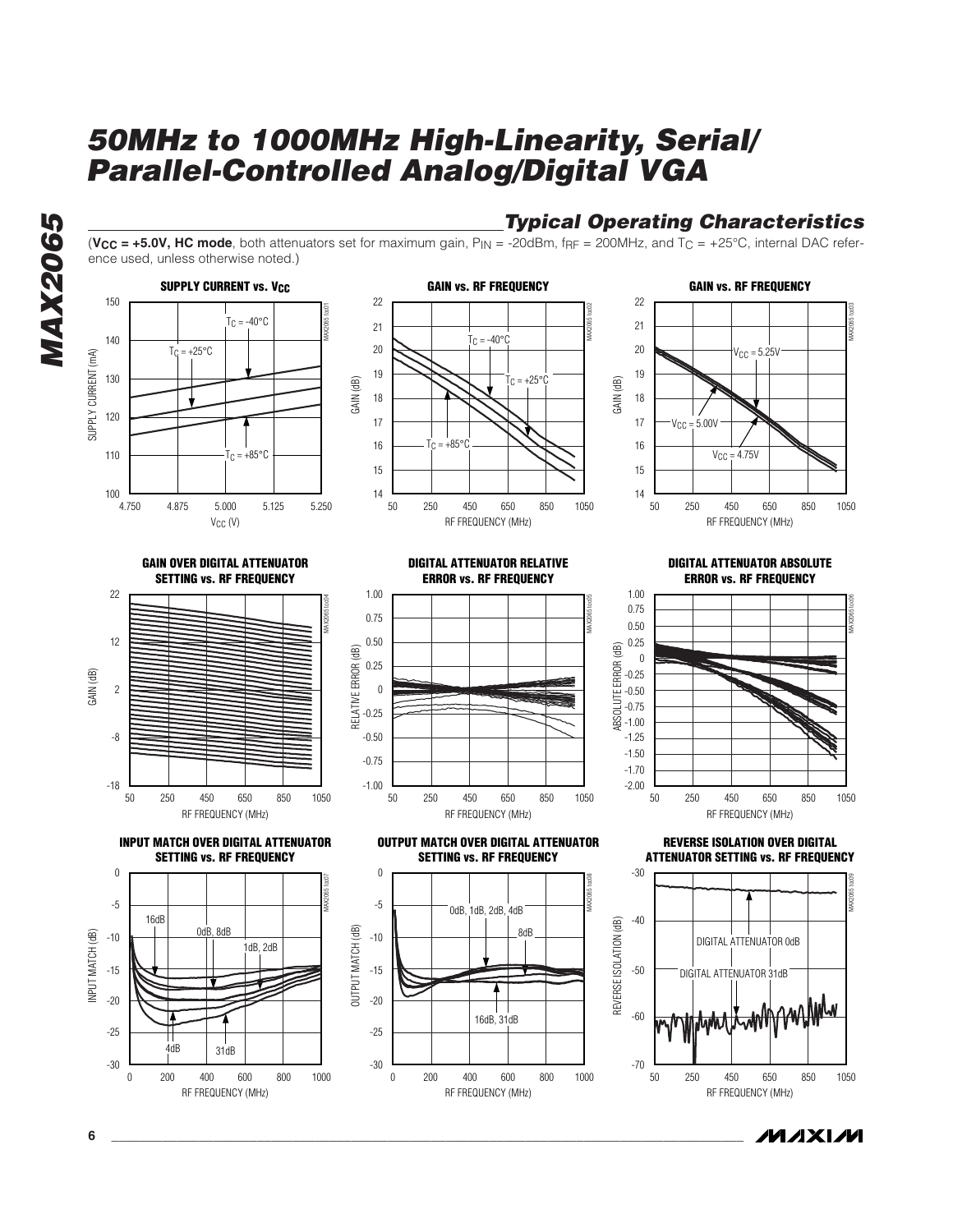# 50MHz to 1000MHz High-Linearity, Serial/Parallel-Controlled Analog/Digital VGA

## Typical Operating Characteristics

(**$V_{CC}$ = +5.0V, HC mode**, both attenuators set for maximum gain, $P_{IN}$ = -20dBm, $f_{RF}$ = 200MHz, and $T_C$ = +25°C, internal DAC reference used, unless otherwise noted.)

**SUPPLY CURRENT vs. $V_{CC}$**

SUPPLY CURRENT (mA) vs. $V_{CC}$ (V); curves: $T_C$ = -40°C, $T_C$ = +25°C, $T_C$ = +85°C

**GAIN vs. RF FREQUENCY**

GAIN (dB) vs. RF FREQUENCY (MHz); curves: $T_C$ = -40°C, $T_C$ = +25°C, $T_C$ = +85°C

**GAIN vs. RF FREQUENCY**

GAIN (dB) vs. RF FREQUENCY (MHz); curves: $V_{CC}$ = 5.25V, $V_{CC}$ = 5.00V, $V_{CC}$ = 4.75V

**GAIN OVER DIGITAL ATTENUATOR SETTING vs. RF FREQUENCY**

GAIN (dB) vs. RF FREQUENCY (MHz)

**DIGITAL ATTENUATOR RELATIVE ERROR vs. RF FREQUENCY**

RELATIVE ERROR (dB) vs. RF FREQUENCY (MHz)

**DIGITAL ATTENUATOR ABSOLUTE ERROR vs. RF FREQUENCY**

ABSOLUTE ERROR (dB) vs. RF FREQUENCY (MHz)

**INPUT MATCH OVER DIGITAL ATTENUATOR SETTING vs. RF FREQUENCY**

INPUT MATCH (dB) vs. RF FREQUENCY (MHz); curves: 16dB, 0dB, 8dB, 1dB, 2dB, 4dB, 31dB

**OUTPUT MATCH OVER DIGITAL ATTENUATOR SETTING vs. RF FREQUENCY**

OUTPUT MATCH (dB) vs. RF FREQUENCY (MHz); curves: 0dB, 1dB, 2dB, 4dB, 8dB, 16dB, 31dB

**REVERSE ISOLATION OVER DIGITAL ATTENUATOR SETTING vs. RF FREQUENCY**

REVERSE ISOLATION (dB) vs. RF FREQUENCY (MHz); curves: DIGITAL ATTENUATOR 0dB, DIGITAL ATTENUATOR 31dB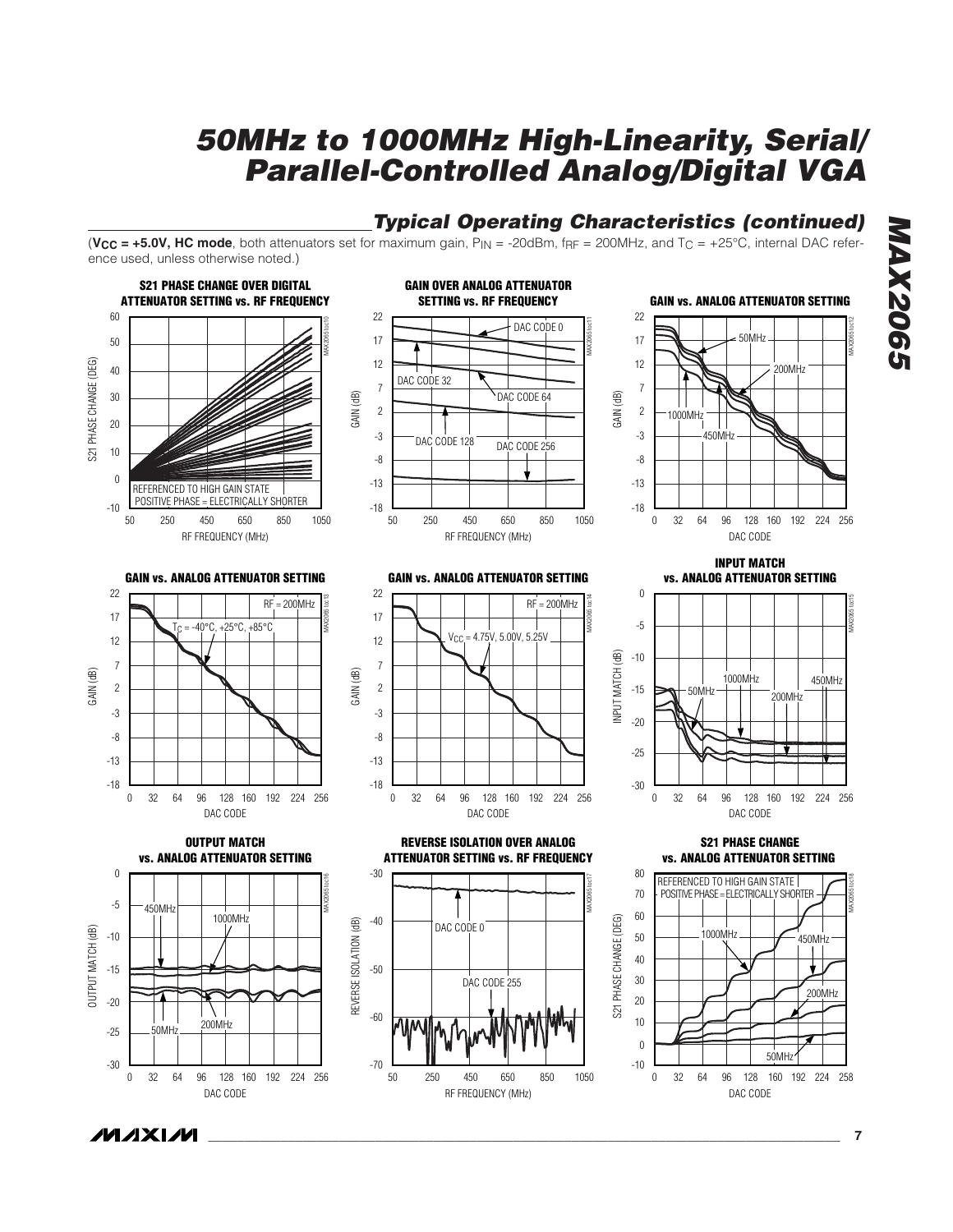## Typical Operating Characteristics (continued)

($V_{CC}$ = +5.0V, HC mode, both attenuators set for maximum gain, $P_{IN}$ = -20dBm, $f_{RF}$ = 200MHz, and $T_C$ = +25°C, internal DAC reference used, unless otherwise noted.)

**S21 PHASE CHANGE OVER DIGITAL ATTENUATOR SETTING vs. RF FREQUENCY**

**GAIN OVER ANALOG ATTENUATOR SETTING vs. RF FREQUENCY**

**GAIN vs. ANALOG ATTENUATOR SETTING**

**GAIN vs. ANALOG ATTENUATOR SETTING**

**GAIN vs. ANALOG ATTENUATOR SETTING**

**INPUT MATCH vs. ANALOG ATTENUATOR SETTING**

**OUTPUT MATCH vs. ANALOG ATTENUATOR SETTING**

**REVERSE ISOLATION OVER ANALOG ATTENUATOR SETTING vs. RF FREQUENCY**

**S21 PHASE CHANGE vs. ANALOG ATTENUATOR SETTING**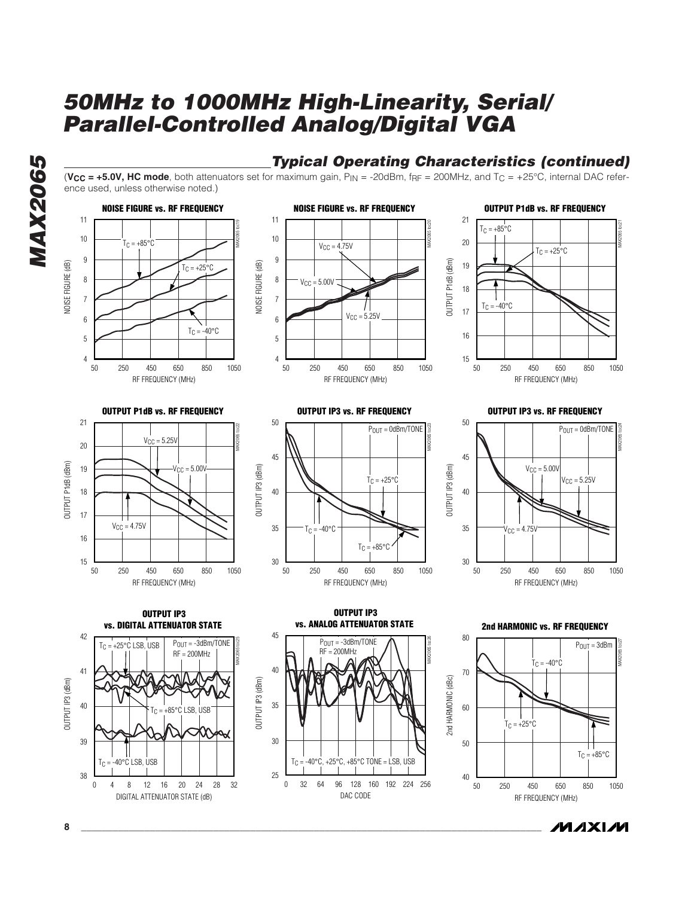## Typical Operating Characteristics (continued)

($V_{CC}$ **= +5.0V, HC mode**, both attenuators set for maximum gain, $P_{IN}$ = -20dBm, $f_{RF}$ = 200MHz, and $T_C$ = +25°C, internal DAC reference used, unless otherwise noted.)

**NOISE FIGURE vs. RF FREQUENCY**

**NOISE FIGURE vs. RF FREQUENCY**

**OUTPUT P1dB vs. RF FREQUENCY**

**OUTPUT P1dB vs. RF FREQUENCY**

**OUTPUT IP3 vs. RF FREQUENCY**

**OUTPUT IP3 vs. RF FREQUENCY**

**OUTPUT IP3 vs. DIGITAL ATTENUATOR STATE**

**OUTPUT IP3 vs. ANALOG ATTENUATOR STATE**

**2nd HARMONIC vs. RF FREQUENCY**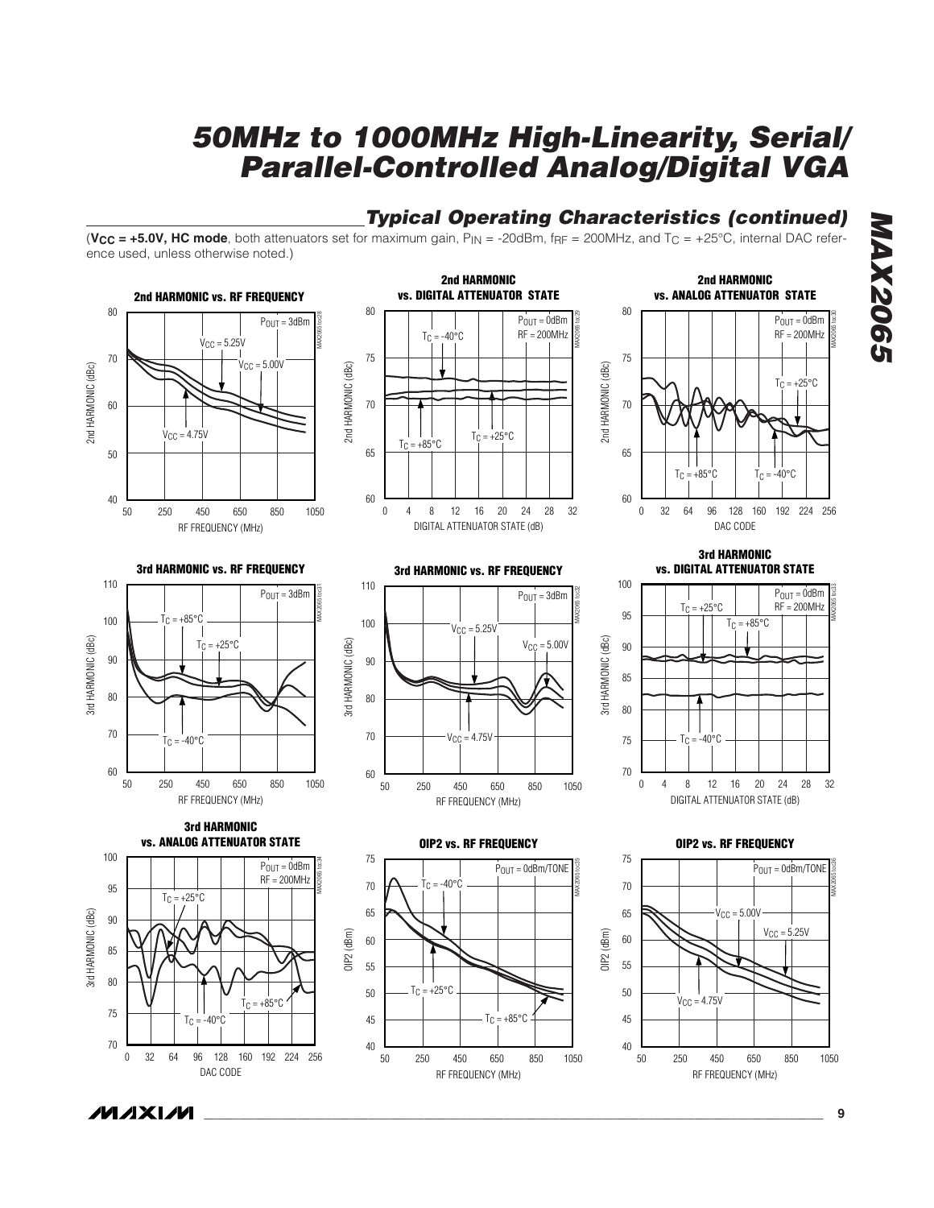## Typical Operating Characteristics (continued)

(**$V_{CC}$ = +5.0V, HC mode**, both attenuators set for maximum gain, $P_{IN}$ = -20dBm, $f_{RF}$ = 200MHz, and $T_C$ = +25°C, internal DAC reference used, unless otherwise noted.)

**2nd HARMONIC vs. RF FREQUENCY**

$P_{OUT}$ = 3dBm; $V_{CC}$ = 5.25V; $V_{CC}$ = 5.00V; $V_{CC}$ = 4.75V

2nd HARMONIC (dBc): 40 to 80; RF FREQUENCY (MHz): 50 to 1050

**2nd HARMONIC vs. DIGITAL ATTENUATOR STATE**

$P_{OUT}$ = 0dBm, RF = 200MHz; $T_C$ = -40°C; $T_C$ = +85°C; $T_C$ = +25°C

2nd HARMONIC (dBc): 60 to 80; DIGITAL ATTENUATOR STATE (dB): 0 to 32

**2nd HARMONIC vs. ANALOG ATTENUATOR STATE**

$P_{OUT}$ = 0dBm, RF = 200MHz; $T_C$ = +25°C; $T_C$ = +85°C; $T_C$ = -40°C

2nd HARMONIC (dBc): 60 to 80; DAC CODE: 0 to 256

**3rd HARMONIC vs. RF FREQUENCY**

$P_{OUT}$ = 3dBm; $T_C$ = +85°C; $T_C$ = +25°C; $T_C$ = -40°C

3rd HARMONIC (dBc): 60 to 110; RF FREQUENCY (MHz): 50 to 1050

**3rd HARMONIC vs. RF FREQUENCY**

$P_{OUT}$ = 3dBm; $V_{CC}$ = 5.25V; $V_{CC}$ = 5.00V; $V_{CC}$ = 4.75V

3rd HARMONIC (dBc): 60 to 110; RF FREQUENCY (MHz): 50 to 1050

**3rd HARMONIC vs. DIGITAL ATTENUATOR STATE**

$P_{OUT}$ = 0dBm, RF = 200MHz; $T_C$ = +25°C; $T_C$ = +85°C; $T_C$ = -40°C

3rd HARMONIC (dBc): 70 to 100; DIGITAL ATTENUATOR STATE (dB): 0 to 32

**3rd HARMONIC vs. ANALOG ATTENUATOR STATE**

$P_{OUT}$ = 0dBm, RF = 200MHz; $T_C$ = +25°C; $T_C$ = +85°C; $T_C$ = -40°C

3rd HARMONIC (dBc): 70 to 100; DAC CODE: 0 to 256

**OIP2 vs. RF FREQUENCY**

$P_{OUT}$ = 0dBm/TONE; $T_C$ = -40°C; $T_C$ = +25°C; $T_C$ = +85°C

OIP2 (dBm): 40 to 75; RF FREQUENCY (MHz): 50 to 1050

**OIP2 vs. RF FREQUENCY**

$P_{OUT}$ = 0dBm/TONE; $V_{CC}$ = 5.00V; $V_{CC}$ = 5.25V; $V_{CC}$ = 4.75V

OIP2 (dBm): 40 to 75; RF FREQUENCY (MHz): 50 to 1050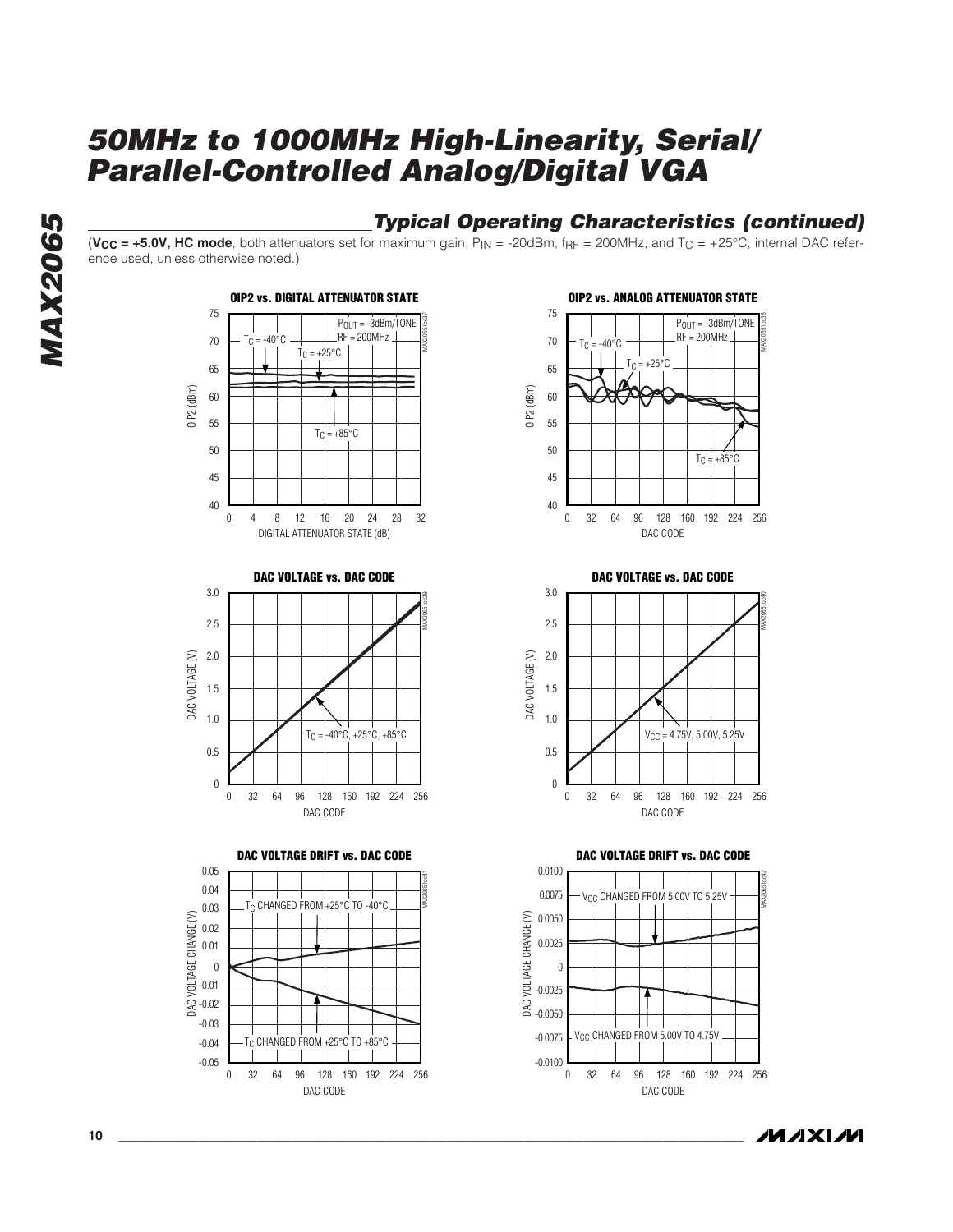## Typical Operating Characteristics (continued)

(**$V_{CC}$ = +5.0V, HC mode**, both attenuators set for maximum gain, $P_{IN}$ = -20dBm, $f_{RF}$ = 200MHz, and $T_C$ = +25°C, internal DAC reference used, unless otherwise noted.)

**OIP2 vs. DIGITAL ATTENUATOR STATE**

$P_{OUT}$ = -3dBm/TONE, RF = 200MHz. Curves: $T_C$ = -40°C, $T_C$ = +25°C, $T_C$ = +85°C. Y-axis: OIP2 (dBm), 40 to 75. X-axis: DIGITAL ATTENUATOR STATE (dB), 0 to 32.

**OIP2 vs. ANALOG ATTENUATOR STATE**

$P_{OUT}$ = -3dBm/TONE, RF = 200MHz. Curves: $T_C$ = -40°C, $T_C$ = +25°C, $T_C$ = +85°C. Y-axis: OIP2 (dBm), 40 to 75. X-axis: DAC CODE, 0 to 256.

**DAC VOLTAGE vs. DAC CODE**

Curves: $T_C$ = -40°C, +25°C, +85°C. Y-axis: DAC VOLTAGE (V), 0 to 3.0. X-axis: DAC CODE, 0 to 256.

**DAC VOLTAGE vs. DAC CODE**

Curves: $V_{CC}$ = 4.75V, 5.00V, 5.25V. Y-axis: DAC VOLTAGE (V), 0 to 3.0. X-axis: DAC CODE, 0 to 256.

**DAC VOLTAGE DRIFT vs. DAC CODE**

Curves: $T_C$ CHANGED FROM +25°C TO -40°C; $T_C$ CHANGED FROM +25°C TO +85°C. Y-axis: DAC VOLTAGE CHANGE (V), -0.05 to 0.05. X-axis: DAC CODE, 0 to 256.

**DAC VOLTAGE DRIFT vs. DAC CODE**

Curves: $V_{CC}$ CHANGED FROM 5.00V TO 5.25V; $V_{CC}$ CHANGED FROM 5.00V TO 4.75V. Y-axis: DAC VOLTAGE CHANGE (V), -0.0100 to 0.0100. X-axis: DAC CODE, 0 to 256.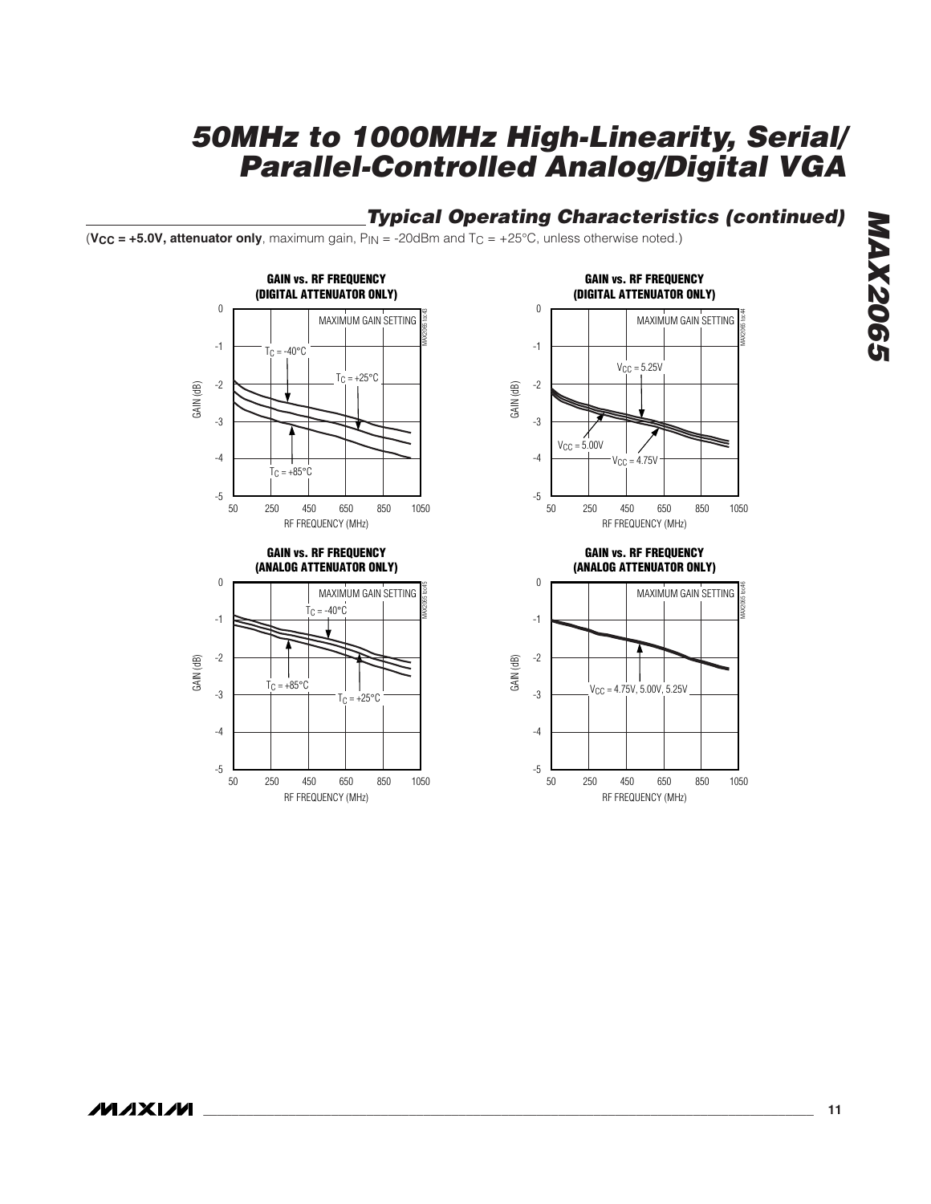## Typical Operating Characteristics (continued)

(**$V_{CC}$ = +5.0V, attenuator only**, maximum gain, $P_{IN}$ = -20dBm and $T_C$ = +25°C, unless otherwise noted.)

**GAIN vs. RF FREQUENCY (DIGITAL ATTENUATOR ONLY)**

MAXIMUM GAIN SETTING

$T_C$ = -40°C, $T_C$ = +25°C, $T_C$ = +85°C

GAIN (dB): 0 to -5; RF FREQUENCY (MHz): 50 to 1050

**GAIN vs. RF FREQUENCY (DIGITAL ATTENUATOR ONLY)**

MAXIMUM GAIN SETTING

$V_{CC}$ = 5.25V, $V_{CC}$ = 5.00V, $V_{CC}$ = 4.75V

GAIN (dB): 0 to -5; RF FREQUENCY (MHz): 50 to 1050

**GAIN vs. RF FREQUENCY (ANALOG ATTENUATOR ONLY)**

MAXIMUM GAIN SETTING

$T_C$ = -40°C, $T_C$ = +85°C, $T_C$ = +25°C

GAIN (dB): 0 to -5; RF FREQUENCY (MHz): 50 to 1050

**GAIN vs. RF FREQUENCY (ANALOG ATTENUATOR ONLY)**

MAXIMUM GAIN SETTING

$V_{CC}$ = 4.75V, 5.00V, 5.25V

GAIN (dB): 0 to -5; RF FREQUENCY (MHz): 50 to 1050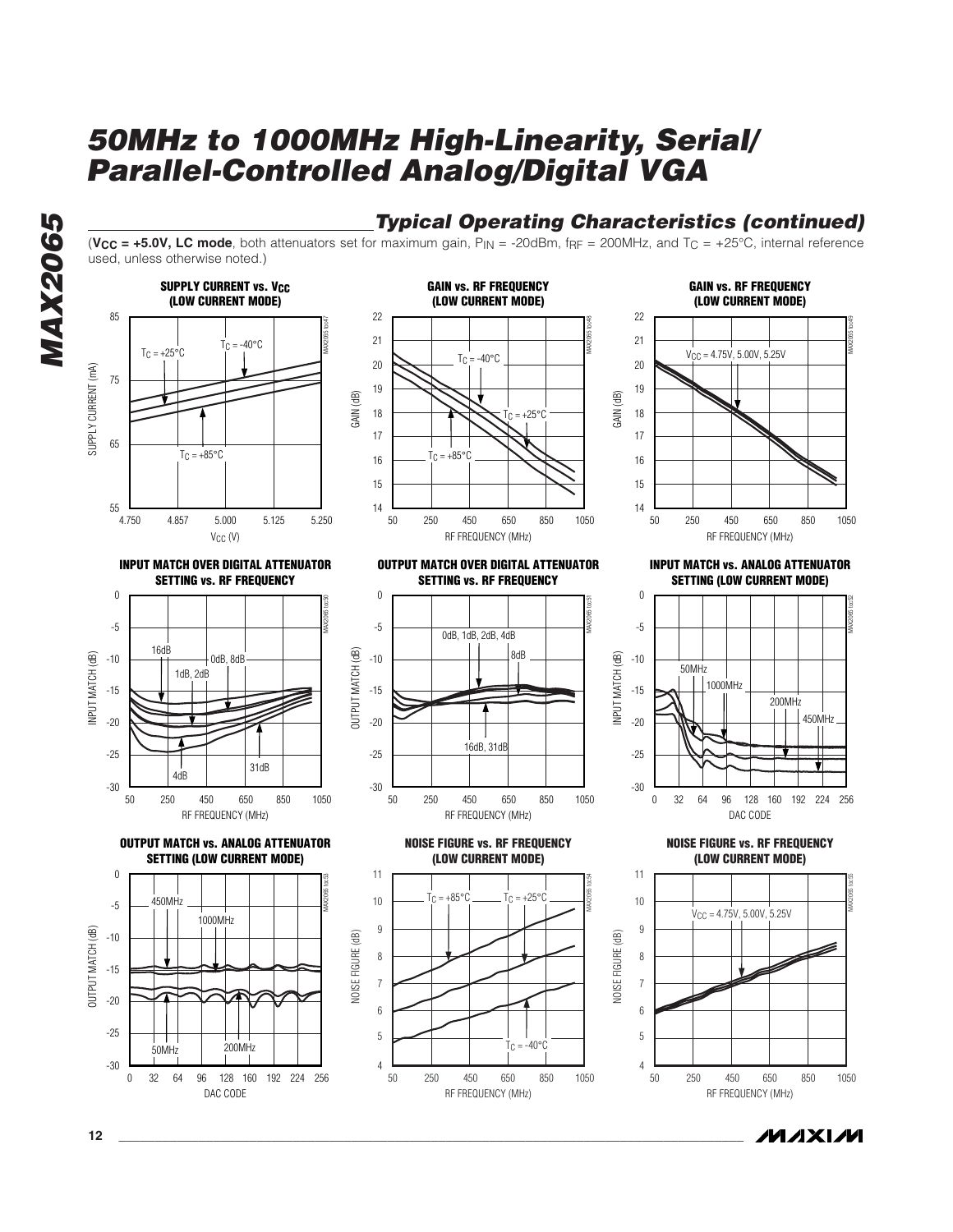## Typical Operating Characteristics (continued)

($V_{CC}$ = +5.0V, **LC mode**, both attenuators set for maximum gain, $P_{IN}$ = -20dBm, $f_{RF}$ = 200MHz, and $T_C$ = +25°C, internal reference used, unless otherwise noted.)

**SUPPLY CURRENT vs. $V_{CC}$ (LOW CURRENT MODE)**

**GAIN vs. RF FREQUENCY (LOW CURRENT MODE)**

**GAIN vs. RF FREQUENCY (LOW CURRENT MODE)**

**INPUT MATCH OVER DIGITAL ATTENUATOR SETTING vs. RF FREQUENCY**

**OUTPUT MATCH OVER DIGITAL ATTENUATOR SETTING vs. RF FREQUENCY**

**INPUT MATCH vs. ANALOG ATTENUATOR SETTING (LOW CURRENT MODE)**

**OUTPUT MATCH vs. ANALOG ATTENUATOR SETTING (LOW CURRENT MODE)**

**NOISE FIGURE vs. RF FREQUENCY (LOW CURRENT MODE)**

**NOISE FIGURE vs. RF FREQUENCY (LOW CURRENT MODE)**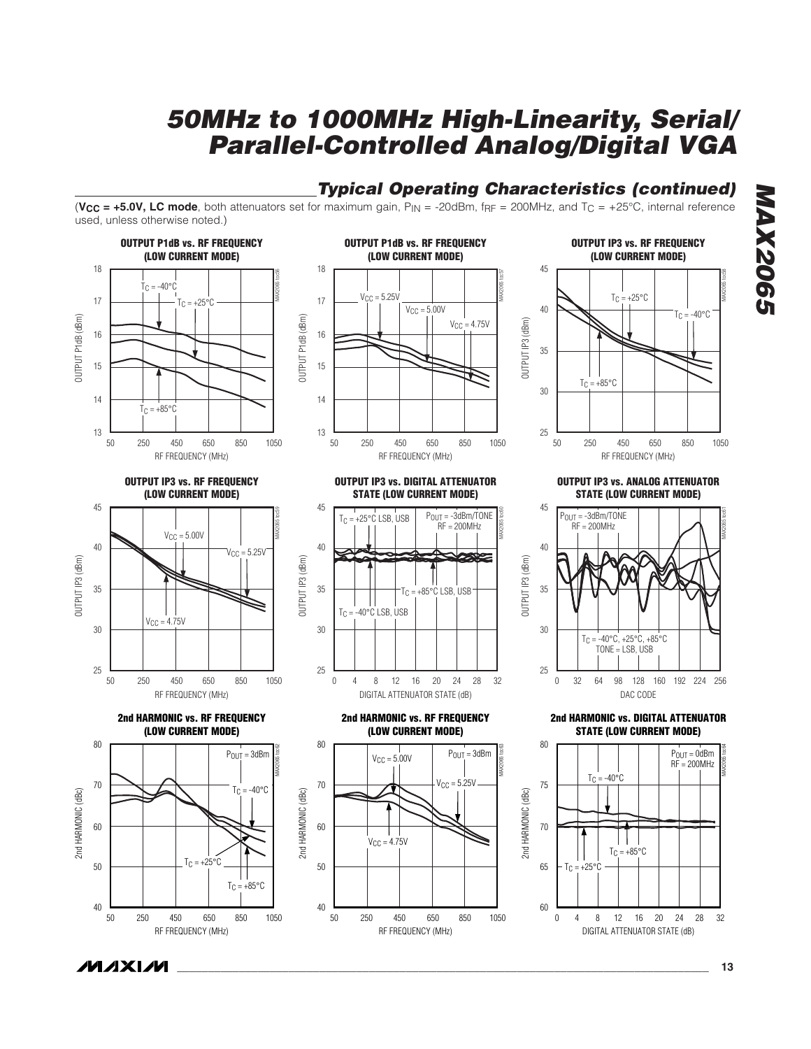## *Typical Operating Characteristics (continued)*

(**$V_{CC}$ = +5.0V, LC mode**, both attenuators set for maximum gain, $P_{IN}$ = -20dBm, $f_{RF}$ = 200MHz, and $T_C$ = +25°C, internal reference used, unless otherwise noted.)

**OUTPUT P1dB vs. RF FREQUENCY (LOW CURRENT MODE)**

$T_C$ = -40°C, $T_C$ = +25°C, $T_C$ = +85°C

OUTPUT P1dB (dBm) vs. RF FREQUENCY (MHz)

**OUTPUT P1dB vs. RF FREQUENCY (LOW CURRENT MODE)**

$V_{CC}$ = 5.25V, $V_{CC}$ = 5.00V, $V_{CC}$ = 4.75V

OUTPUT P1dB (dBm) vs. RF FREQUENCY (MHz)

**OUTPUT IP3 vs. RF FREQUENCY (LOW CURRENT MODE)**

$T_C$ = +25°C, $T_C$ = -40°C, $T_C$ = +85°C

OUTPUT IP3 (dBm) vs. RF FREQUENCY (MHz)

**OUTPUT IP3 vs. RF FREQUENCY (LOW CURRENT MODE)**

$V_{CC}$ = 5.00V, $V_{CC}$ = 5.25V, $V_{CC}$ = 4.75V

OUTPUT IP3 (dBm) vs. RF FREQUENCY (MHz)

**OUTPUT IP3 vs. DIGITAL ATTENUATOR STATE (LOW CURRENT MODE)**

$P_{OUT}$ = -3dBm/TONE, RF = 200MHz

$T_C$ = +25°C LSB, USB; $T_C$ = +85°C LSB, USB; $T_C$ = -40°C LSB, USB

OUTPUT IP3 (dBm) vs. DIGITAL ATTENUATOR STATE (dB)

**OUTPUT IP3 vs. ANALOG ATTENUATOR STATE (LOW CURRENT MODE)**

$P_{OUT}$ = -3dBm/TONE, RF = 200MHz

$T_C$ = -40°C, +25°C, +85°C, TONE = LSB, USB

OUTPUT IP3 (dBm) vs. DAC CODE

**2nd HARMONIC vs. RF FREQUENCY (LOW CURRENT MODE)**

$P_{OUT}$ = 3dBm

$T_C$ = -40°C, $T_C$ = +25°C, $T_C$ = +85°C

2nd HARMONIC (dBc) vs. RF FREQUENCY (MHz)

**2nd HARMONIC vs. RF FREQUENCY (LOW CURRENT MODE)**

$P_{OUT}$ = 3dBm

$V_{CC}$ = 5.00V, $V_{CC}$ = 5.25V, $V_{CC}$ = 4.75V

2nd HARMONIC (dBc) vs. RF FREQUENCY (MHz)

**2nd HARMONIC vs. DIGITAL ATTENUATOR STATE (LOW CURRENT MODE)**

$P_{OUT}$ = 0dBm, RF = 200MHz

$T_C$ = -40°C, $T_C$ = +85°C, $T_C$ = +25°C

2nd HARMONIC (dBc) vs. DIGITAL ATTENUATOR STATE (dB)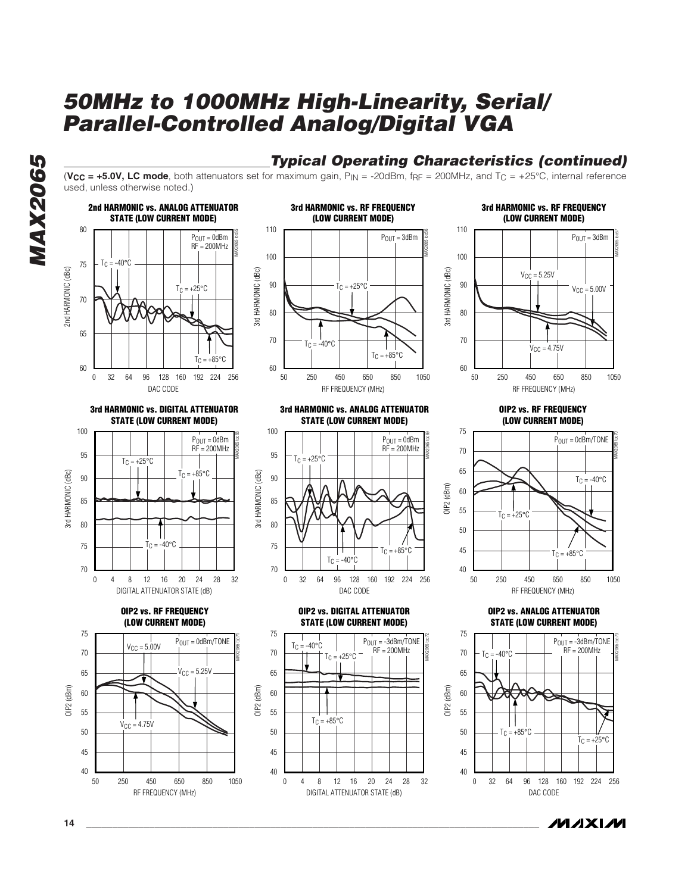## Typical Operating Characteristics (continued)

(**$V_{CC}$ = +5.0V, LC mode**, both attenuators set for maximum gain, $P_{IN}$ = -20dBm, $f_{RF}$ = 200MHz, and $T_C$ = +25°C, internal reference used, unless otherwise noted.)

**2nd HARMONIC vs. ANALOG ATTENUATOR STATE (LOW CURRENT MODE)**

$P_{OUT}$ = 0dBm, RF = 200MHz. Curves: $T_C$ = -40°C, $T_C$ = +25°C, $T_C$ = +85°C. Y-axis: 2nd HARMONIC (dBc), 60 to 80. X-axis: DAC CODE, 0 to 256.

**3rd HARMONIC vs. RF FREQUENCY (LOW CURRENT MODE)**

$P_{OUT}$ = 3dBm. Curves: $T_C$ = +25°C, $T_C$ = -40°C, $T_C$ = +85°C. Y-axis: 3rd HARMONIC (dBc), 60 to 110. X-axis: RF FREQUENCY (MHz), 50 to 1050.

**3rd HARMONIC vs. RF FREQUENCY (LOW CURRENT MODE)**

$P_{OUT}$ = 3dBm. Curves: $V_{CC}$ = 5.25V, $V_{CC}$ = 5.00V, $V_{CC}$ = 4.75V. Y-axis: 3rd HARMONIC (dBc), 60 to 110. X-axis: RF FREQUENCY (MHz), 50 to 1050.

**3rd HARMONIC vs. DIGITAL ATTENUATOR STATE (LOW CURRENT MODE)**

$P_{OUT}$ = 0dBm, RF = 200MHz. Curves: $T_C$ = +25°C, $T_C$ = +85°C, $T_C$ = -40°C. Y-axis: 3rd HARMONIC (dBc), 70 to 100. X-axis: DIGITAL ATTENUATOR STATE (dB), 0 to 32.

**3rd HARMONIC vs. ANALOG ATTENUATOR STATE (LOW CURRENT MODE)**

$P_{OUT}$ = 0dBm, RF = 200MHz. Curves: $T_C$ = +25°C, $T_C$ = -40°C, $T_C$ = +85°C. Y-axis: 3rd HARMONIC (dBc), 70 to 100. X-axis: DAC CODE, 0 to 256.

**OIP2 vs. RF FREQUENCY (LOW CURRENT MODE)**

$P_{OUT}$ = 0dBm/TONE. Curves: $T_C$ = -40°C, $T_C$ = +25°C, $T_C$ = +85°C. Y-axis: OIP2 (dBm), 40 to 75. X-axis: RF FREQUENCY (MHz), 50 to 1050.

**OIP2 vs. RF FREQUENCY (LOW CURRENT MODE)**

$P_{OUT}$ = 0dBm/TONE. Curves: $V_{CC}$ = 5.00V, $V_{CC}$ = 5.25V, $V_{CC}$ = 4.75V. Y-axis: OIP2 (dBm), 40 to 75. X-axis: RF FREQUENCY (MHz), 50 to 1050.

**OIP2 vs. DIGITAL ATTENUATOR STATE (LOW CURRENT MODE)**

$P_{OUT}$ = -3dBm/TONE, RF = 200MHz. Curves: $T_C$ = -40°C, $T_C$ = +25°C, $T_C$ = +85°C. Y-axis: OIP2 (dBm), 40 to 75. X-axis: DIGITAL ATTENUATOR STATE (dB), 0 to 32.

**OIP2 vs. ANALOG ATTENUATOR STATE (LOW CURRENT MODE)**

$P_{OUT}$ = -3dBm/TONE, RF = 200MHz. Curves: $T_C$ = -40°C, $T_C$ = +85°C, $T_C$ = +25°C. Y-axis: OIP2 (dBm), 40 to 75. X-axis: DAC CODE, 0 to 256.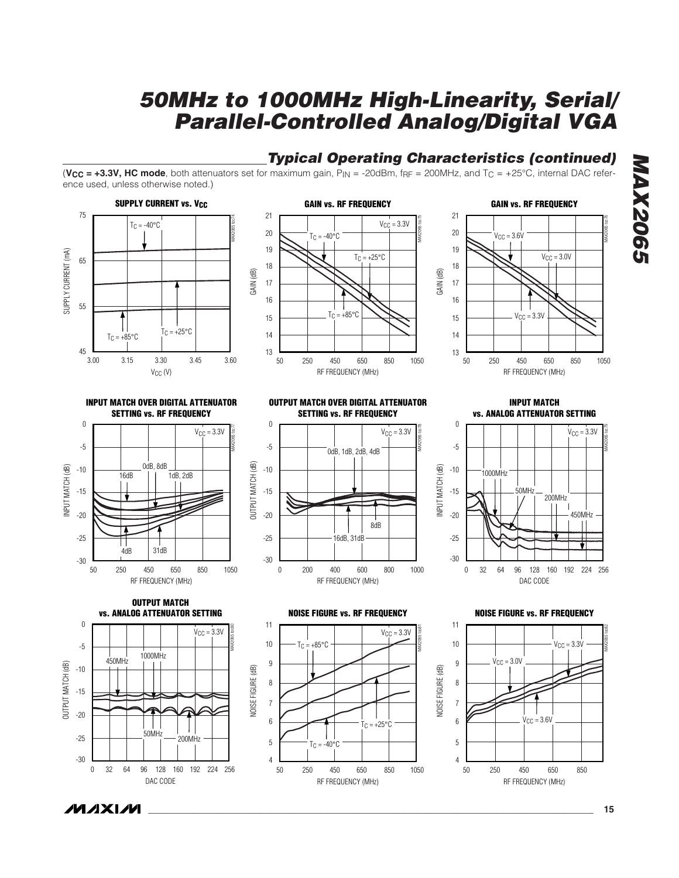## Typical Operating Characteristics (continued)

($V_{CC}$ = +3.3V, HC mode, both attenuators set for maximum gain, $P_{IN}$ = -20dBm, $f_{RF}$ = 200MHz, and $T_C$ = +25°C, internal DAC reference used, unless otherwise noted.)

**SUPPLY CURRENT vs. $V_{CC}$**

**GAIN vs. RF FREQUENCY**

**GAIN vs. RF FREQUENCY**

**INPUT MATCH OVER DIGITAL ATTENUATOR SETTING vs. RF FREQUENCY**

**OUTPUT MATCH OVER DIGITAL ATTENUATOR SETTING vs. RF FREQUENCY**

**INPUT MATCH vs. ANALOG ATTENUATOR SETTING**

**OUTPUT MATCH vs. ANALOG ATTENUATOR SETTING**

**NOISE FIGURE vs. RF FREQUENCY**

**NOISE FIGURE vs. RF FREQUENCY**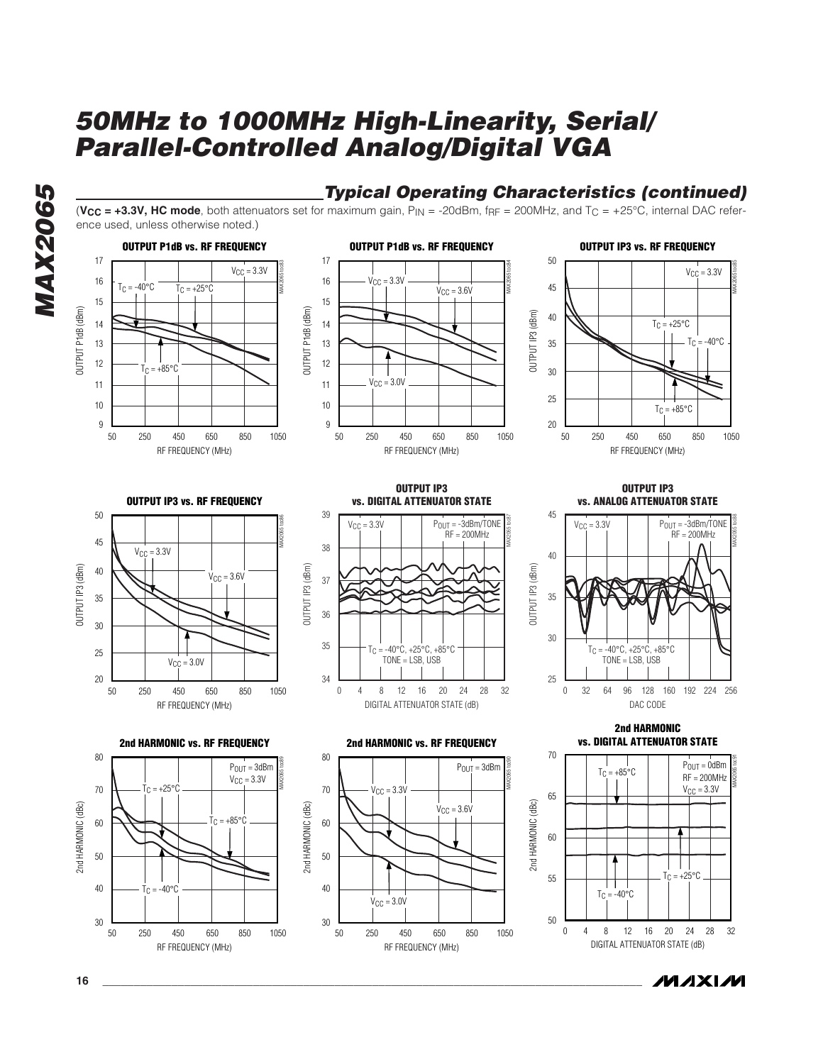# 50MHz to 1000MHz High-Linearity, Serial/Parallel-Controlled Analog/Digital VGA

## *Typical Operating Characteristics (continued)*

($V_{CC}$ = +3.3V, HC mode, both attenuators set for maximum gain, $P_{IN}$ = -20dBm, $f_{RF}$ = 200MHz, and $T_C$ = +25°C, internal DAC reference used, unless otherwise noted.)

**OUTPUT P1dB vs. RF FREQUENCY**

$V_{CC}$ = 3.3V; $T_C$ = -40°C, $T_C$ = +25°C, $T_C$ = +85°C. Y-axis: OUTPUT P1dB (dBm), 9 to 17. X-axis: RF FREQUENCY (MHz), 50 to 1050.

**OUTPUT P1dB vs. RF FREQUENCY**

$V_{CC}$ = 3.0V, $V_{CC}$ = 3.3V, $V_{CC}$ = 3.6V. Y-axis: OUTPUT P1dB (dBm), 9 to 17. X-axis: RF FREQUENCY (MHz), 50 to 1050.

**OUTPUT IP3 vs. RF FREQUENCY**

$V_{CC}$ = 3.3V; $T_C$ = -40°C, $T_C$ = +25°C, $T_C$ = +85°C. Y-axis: OUTPUT IP3 (dBm), 20 to 50. X-axis: RF FREQUENCY (MHz), 50 to 1050.

**OUTPUT IP3 vs. RF FREQUENCY**

$V_{CC}$ = 3.0V, $V_{CC}$ = 3.3V, $V_{CC}$ = 3.6V. Y-axis: OUTPUT IP3 (dBm), 20 to 50. X-axis: RF FREQUENCY (MHz), 50 to 1050.

**OUTPUT IP3 vs. DIGITAL ATTENUATOR STATE**

$V_{CC}$ = 3.3V; $P_{OUT}$ = -3dBm/TONE, RF = 200MHz; $T_C$ = -40°C, +25°C, +85°C, TONE = LSB, USB. Y-axis: OUTPUT IP3 (dBm), 34 to 39. X-axis: DIGITAL ATTENUATOR STATE (dB), 0 to 32.

**OUTPUT IP3 vs. ANALOG ATTENUATOR STATE**

$V_{CC}$ = 3.3V; $P_{OUT}$ = -3dBm/TONE, RF = 200MHz; $T_C$ = -40°C, +25°C, +85°C, TONE = LSB, USB. Y-axis: OUTPUT IP3 (dBm), 25 to 45. X-axis: DAC CODE, 0 to 256.

**2nd HARMONIC vs. RF FREQUENCY**

$P_{OUT}$ = 3dBm, $V_{CC}$ = 3.3V; $T_C$ = -40°C, $T_C$ = +25°C, $T_C$ = +85°C. Y-axis: 2nd HARMONIC (dBc), 30 to 80. X-axis: RF FREQUENCY (MHz), 50 to 1050.

**2nd HARMONIC vs. RF FREQUENCY**

$P_{OUT}$ = 3dBm; $V_{CC}$ = 3.0V, $V_{CC}$ = 3.3V, $V_{CC}$ = 3.6V. Y-axis: 2nd HARMONIC (dBc), 30 to 80. X-axis: RF FREQUENCY (MHz), 50 to 1050.

**2nd HARMONIC vs. DIGITAL ATTENUATOR STATE**

$P_{OUT}$ = 0dBm, RF = 200MHz, $V_{CC}$ = 3.3V; $T_C$ = -40°C, $T_C$ = +25°C, $T_C$ = +85°C. Y-axis: 2nd HARMONIC (dBc), 50 to 70. X-axis: DIGITAL ATTENUATOR STATE (dB), 0 to 32.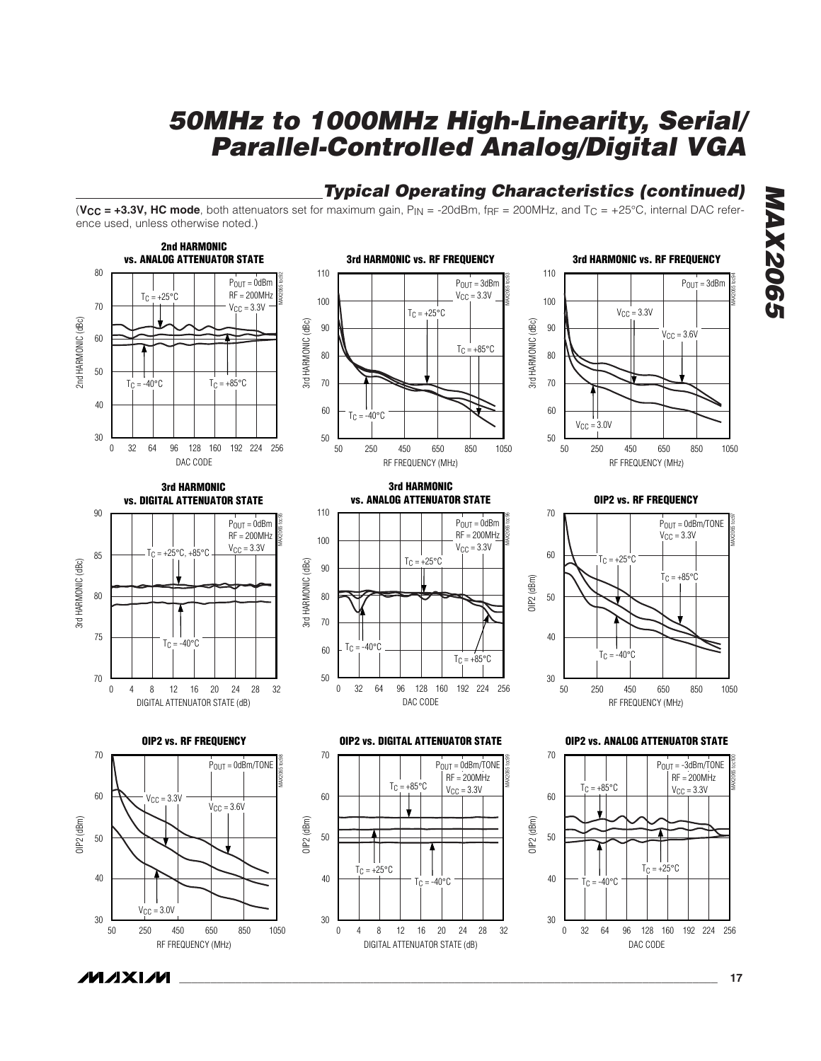## Typical Operating Characteristics (continued)

($V_{CC}$ = +3.3V, HC mode, both attenuators set for maximum gain, $P_{IN}$ = -20dBm, $f_{RF}$ = 200MHz, and $T_C$ = +25°C, internal DAC reference used, unless otherwise noted.)

**2nd HARMONIC vs. ANALOG ATTENUATOR STATE**

$P_{OUT}$ = 0dBm, RF = 200MHz, $V_{CC}$ = 3.3V. Curves: $T_C$ = +25°C, $T_C$ = -40°C, $T_C$ = +85°C. Y-axis: 2nd HARMONIC (dBc), 30 to 80. X-axis: DAC CODE, 0 to 256.

**3rd HARMONIC vs. RF FREQUENCY**

$P_{OUT}$ = 3dBm, $V_{CC}$ = 3.3V. Curves: $T_C$ = +25°C, $T_C$ = +85°C, $T_C$ = -40°C. Y-axis: 3rd HARMONIC (dBc), 50 to 110. X-axis: RF FREQUENCY (MHz), 50 to 1050.

**3rd HARMONIC vs. RF FREQUENCY**

$P_{OUT}$ = 3dBm. Curves: $V_{CC}$ = 3.3V, $V_{CC}$ = 3.6V, $V_{CC}$ = 3.0V. Y-axis: 3rd HARMONIC (dBc), 50 to 110. X-axis: RF FREQUENCY (MHz), 50 to 1050.

**3rd HARMONIC vs. DIGITAL ATTENUATOR STATE**

$P_{OUT}$ = 0dBm, RF = 200MHz, $V_{CC}$ = 3.3V. Curves: $T_C$ = +25°C, +85°C; $T_C$ = -40°C. Y-axis: 3rd HARMONIC (dBc), 70 to 90. X-axis: DIGITAL ATTENUATOR STATE (dB), 0 to 32.

**3rd HARMONIC vs. ANALOG ATTENUATOR STATE**

$P_{OUT}$ = 0dBm, RF = 200MHz, $V_{CC}$ = 3.3V. Curves: $T_C$ = +25°C, $T_C$ = -40°C, $T_C$ = +85°C. Y-axis: 3rd HARMONIC (dBc), 50 to 110. X-axis: DAC CODE, 0 to 256.

**OIP2 vs. RF FREQUENCY**

$P_{OUT}$ = 0dBm/TONE, $V_{CC}$ = 3.3V. Curves: $T_C$ = +25°C, $T_C$ = +85°C, $T_C$ = -40°C. Y-axis: OIP2 (dBm), 30 to 70. X-axis: RF FREQUENCY (MHz), 50 to 1050.

**OIP2 vs. RF FREQUENCY**

$P_{OUT}$ = 0dBm/TONE. Curves: $V_{CC}$ = 3.3V, $V_{CC}$ = 3.6V, $V_{CC}$ = 3.0V. Y-axis: OIP2 (dBm), 30 to 70. X-axis: RF FREQUENCY (MHz), 50 to 1050.

**OIP2 vs. DIGITAL ATTENUATOR STATE**

$P_{OUT}$ = 0dBm/TONE, RF = 200MHz, $V_{CC}$ = 3.3V. Curves: $T_C$ = +85°C, $T_C$ = +25°C, $T_C$ = -40°C. Y-axis: OIP2 (dBm), 30 to 70. X-axis: DIGITAL ATTENUATOR STATE (dB), 0 to 32.

**OIP2 vs. ANALOG ATTENUATOR STATE**

$P_{OUT}$ = -3dBm/TONE, RF = 200MHz, $V_{CC}$ = 3.3V. Curves: $T_C$ = +85°C, $T_C$ = +25°C, $T_C$ = -40°C. Y-axis: OIP2 (dBm), 30 to 70. X-axis: DAC CODE, 0 to 256.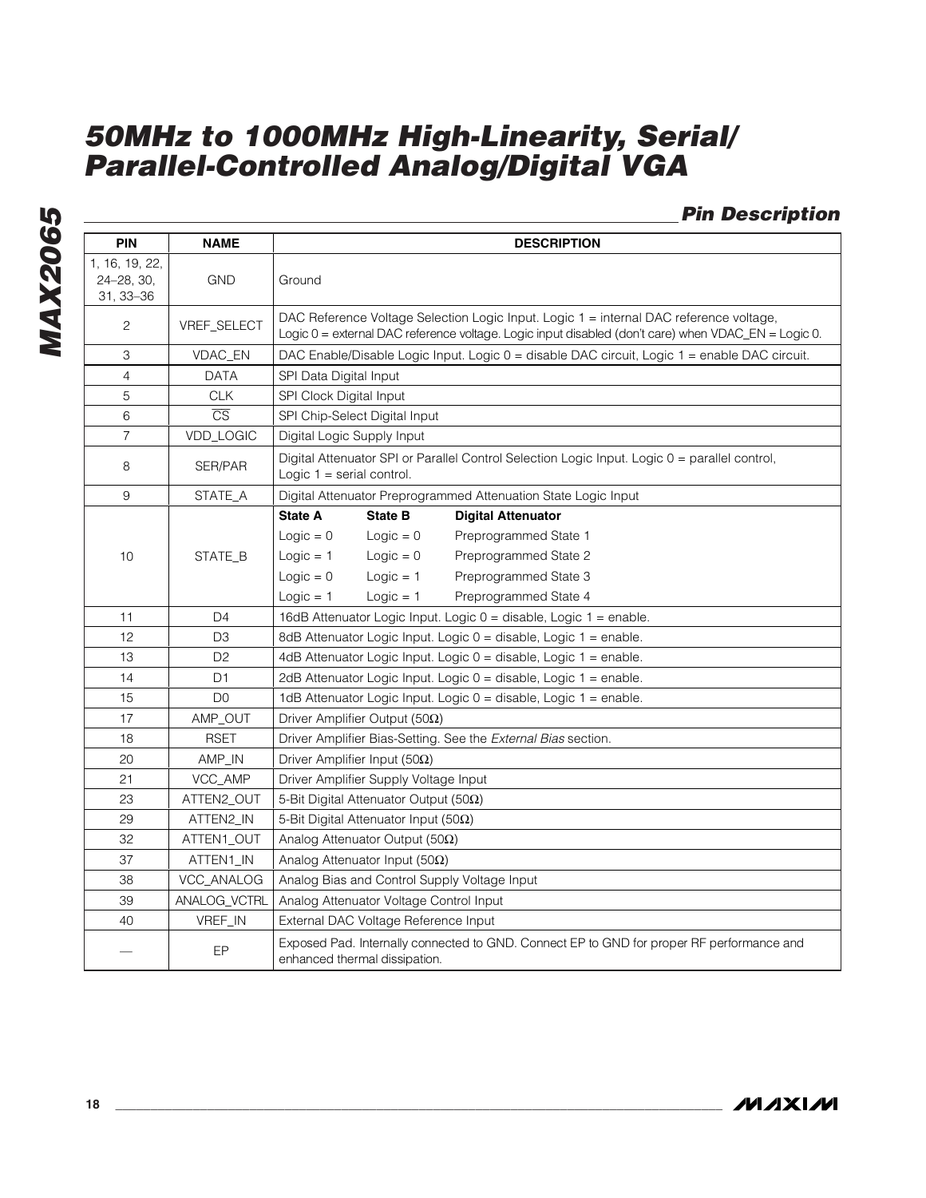## Pin Description

| PIN | NAME | DESCRIPTION |
|---|---|---|
| 1, 16, 19, 22, 24–28, 30, 31, 33–36 | GND | Ground |
| 2 | VREF_SELECT | DAC Reference Voltage Selection Logic Input. Logic 1 = internal DAC reference voltage, Logic 0 = external DAC reference voltage. Logic input disabled (don't care) when VDAC_EN = Logic 0. |
| 3 | VDAC_EN | DAC Enable/Disable Logic Input. Logic 0 = disable DAC circuit, Logic 1 = enable DAC circuit. |
| 4 | DATA | SPI Data Digital Input |
| 5 | CLK | SPI Clock Digital Input |
| 6 | $\overline{CS}$ | SPI Chip-Select Digital Input |
| 7 | VDD_LOGIC | Digital Logic Supply Input |
| 8 | SER/PAR | Digital Attenuator SPI or Parallel Control Selection Logic Input. Logic 0 = parallel control, Logic 1 = serial control. |
| 9 | STATE_A | Digital Attenuator Preprogrammed Attenuation State Logic Input |
| 10 | STATE_B | **State A** / **State B** / **Digital Attenuator**: Logic = 0 / Logic = 0 / Preprogrammed State 1; Logic = 1 / Logic = 0 / Preprogrammed State 2; Logic = 0 / Logic = 1 / Preprogrammed State 3; Logic = 1 / Logic = 1 / Preprogrammed State 4 |
| 11 | D4 | 16dB Attenuator Logic Input. Logic 0 = disable, Logic 1 = enable. |
| 12 | D3 | 8dB Attenuator Logic Input. Logic 0 = disable, Logic 1 = enable. |
| 13 | D2 | 4dB Attenuator Logic Input. Logic 0 = disable, Logic 1 = enable. |
| 14 | D1 | 2dB Attenuator Logic Input. Logic 0 = disable, Logic 1 = enable. |
| 15 | D0 | 1dB Attenuator Logic Input. Logic 0 = disable, Logic 1 = enable. |
| 17 | AMP_OUT | Driver Amplifier Output (50Ω) |
| 18 | RSET | Driver Amplifier Bias-Setting. See the *External Bias* section. |
| 20 | AMP_IN | Driver Amplifier Input (50Ω) |
| 21 | VCC_AMP | Driver Amplifier Supply Voltage Input |
| 23 | ATTEN2_OUT | 5-Bit Digital Attenuator Output (50Ω) |
| 29 | ATTEN2_IN | 5-Bit Digital Attenuator Input (50Ω) |
| 32 | ATTEN1_OUT | Analog Attenuator Output (50Ω) |
| 37 | ATTEN1_IN | Analog Attenuator Input (50Ω) |
| 38 | VCC_ANALOG | Analog Bias and Control Supply Voltage Input |
| 39 | ANALOG_VCTRL | Analog Attenuator Voltage Control Input |
| 40 | VREF_IN | External DAC Voltage Reference Input |
| — | EP | Exposed Pad. Internally connected to GND. Connect EP to GND for proper RF performance and enhanced thermal dissipation. |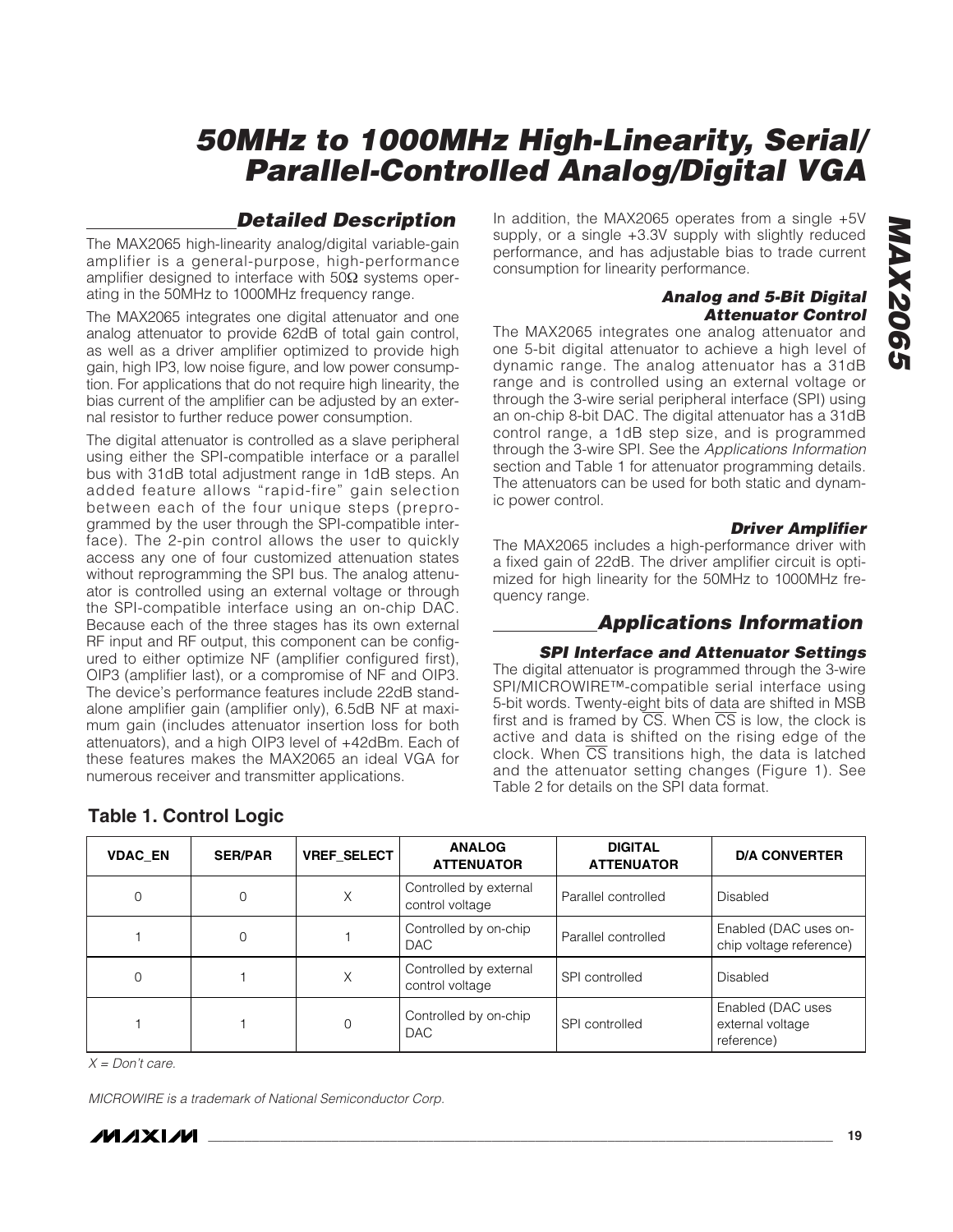## Detailed Description

The MAX2065 high-linearity analog/digital variable-gain amplifier is a general-purpose, high-performance amplifier designed to interface with 50Ω systems operating in the 50MHz to 1000MHz frequency range.

The MAX2065 integrates one digital attenuator and one analog attenuator to provide 62dB of total gain control, as well as a driver amplifier optimized to provide high gain, high IP3, low noise figure, and low power consumption. For applications that do not require high linearity, the bias current of the amplifier can be adjusted by an external resistor to further reduce power consumption.

The digital attenuator is controlled as a slave peripheral using either the SPI-compatible interface or a parallel bus with 31dB total adjustment range in 1dB steps. An added feature allows "rapid-fire" gain selection between each of the four unique steps (preprogrammed by the user through the SPI-compatible interface). The 2-pin control allows the user to quickly access any one of four customized attenuation states without reprogramming the SPI bus. The analog attenuator is controlled using an external voltage or through the SPI-compatible interface using an on-chip DAC. Because each of the three stages has its own external RF input and RF output, this component can be configured to either optimize NF (amplifier configured first), OIP3 (amplifier last), or a compromise of NF and OIP3. The device's performance features include 22dB standalone amplifier gain (amplifier only), 6.5dB NF at maximum gain (includes attenuator insertion loss for both attenuators), and a high OIP3 level of +42dBm. Each of these features makes the MAX2065 an ideal VGA for numerous receiver and transmitter applications.

In addition, the MAX2065 operates from a single +5V supply, or a single +3.3V supply with slightly reduced performance, and has adjustable bias to trade current consumption for linearity performance.

### Analog and 5-Bit Digital Attenuator Control

The MAX2065 integrates one analog attenuator and one 5-bit digital attenuator to achieve a high level of dynamic range. The analog attenuator has a 31dB range and is controlled using an external voltage or through the 3-wire serial peripheral interface (SPI) using an on-chip 8-bit DAC. The digital attenuator has a 31dB control range, a 1dB step size, and is programmed through the 3-wire SPI. See the *Applications Information* section and Table 1 for attenuator programming details. The attenuators can be used for both static and dynamic power control.

### Driver Amplifier

The MAX2065 includes a high-performance driver with a fixed gain of 22dB. The driver amplifier circuit is optimized for high linearity for the 50MHz to 1000MHz frequency range.

## Applications Information

### SPI Interface and Attenuator Settings

The digital attenuator is programmed through the 3-wire SPI/MICROWIRE™-compatible serial interface using 5-bit words. Twenty-eight bits of data are shifted in MSB first and is framed by $\overline{CS}$. When $\overline{CS}$ is low, the clock is active and data is shifted on the rising edge of the clock. When $\overline{CS}$ transitions high, the data is latched and the attenuator setting changes (Figure 1). See Table 2 for details on the SPI data format.

**Table 1. Control Logic**

| VDAC_EN | SER/PAR | VREF_SELECT | ANALOG ATTENUATOR | DIGITAL ATTENUATOR | D/A CONVERTER |
|---|---|---|---|---|---|
| 0 | 0 | X | Controlled by external control voltage | Parallel controlled | Disabled |
| 1 | 0 | 1 | Controlled by on-chip DAC | Parallel controlled | Enabled (DAC uses on-chip voltage reference) |
| 0 | 1 | X | Controlled by external control voltage | SPI controlled | Disabled |
| 1 | 1 | 0 | Controlled by on-chip DAC | SPI controlled | Enabled (DAC uses external voltage reference) |

*X = Don't care.*

*MICROWIRE is a trademark of National Semiconductor Corp.*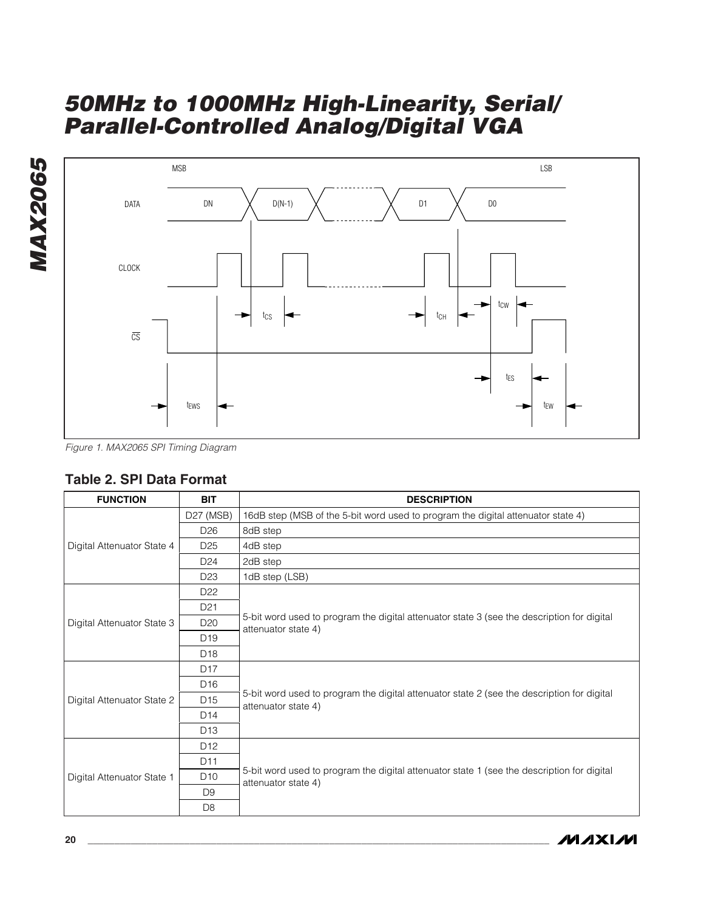Figure 1. MAX2065 SPI Timing Diagram

### Table 2. SPI Data Format

| FUNCTION | BIT | DESCRIPTION |
| --- | --- | --- |
| Digital Attenuator State 4 | D27 (MSB) | 16dB step (MSB of the 5-bit word used to program the digital attenuator state 4) |
| | D26 | 8dB step |
| | D25 | 4dB step |
| | D24 | 2dB step |
| | D23 | 1dB step (LSB) |
| Digital Attenuator State 3 | D22 | 5-bit word used to program the digital attenuator state 3 (see the description for digital attenuator state 4) |
| | D21 | |
| | D20 | |
| | D19 | |
| | D18 | |
| Digital Attenuator State 2 | D17 | 5-bit word used to program the digital attenuator state 2 (see the description for digital attenuator state 4) |
| | D16 | |
| | D15 | |
| | D14 | |
| | D13 | |
| Digital Attenuator State 1 | D12 | 5-bit word used to program the digital attenuator state 1 (see the description for digital attenuator state 4) |
| | D11 | |
| | D10 | |
| | D9 | |
| | D8 | |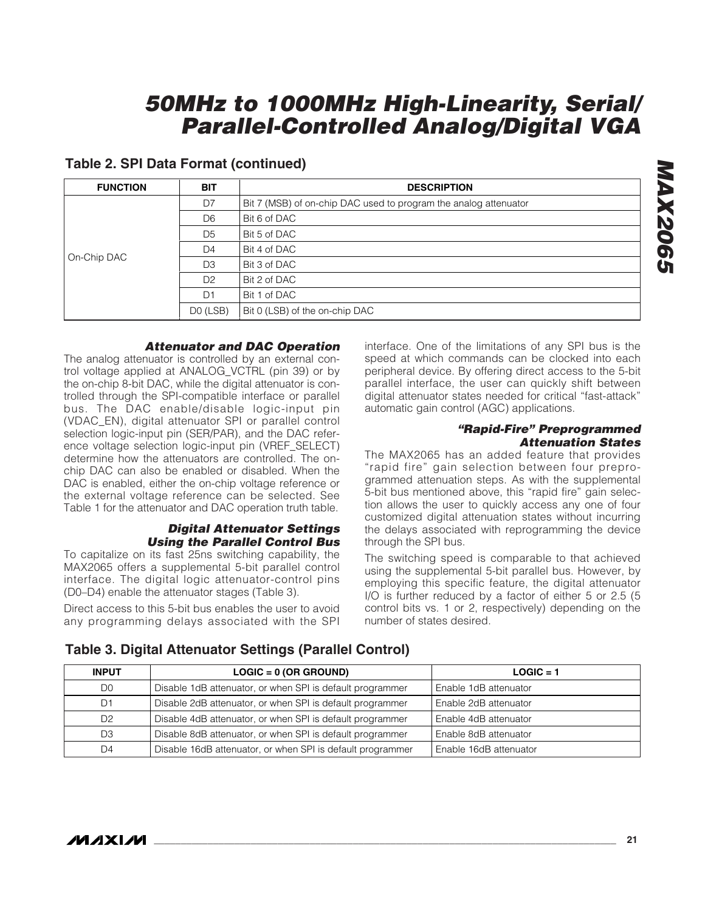## Table 2. SPI Data Format (continued)

| FUNCTION | BIT | DESCRIPTION |
|---|---|---|
| On-Chip DAC | D7 | Bit 7 (MSB) of on-chip DAC used to program the analog attenuator |
| | D6 | Bit 6 of DAC |
| | D5 | Bit 5 of DAC |
| | D4 | Bit 4 of DAC |
| | D3 | Bit 3 of DAC |
| | D2 | Bit 2 of DAC |
| | D1 | Bit 1 of DAC |
| | D0 (LSB) | Bit 0 (LSB) of the on-chip DAC |

### *Attenuator and DAC Operation*

The analog attenuator is controlled by an external control voltage applied at ANALOG_VCTRL (pin 39) or by the on-chip 8-bit DAC, while the digital attenuator is controlled through the SPI-compatible interface or parallel bus. The DAC enable/disable logic-input pin (VDAC_EN), digital attenuator SPI or parallel control selection logic-input pin (SER/PAR), and the DAC reference voltage selection logic-input pin (VREF_SELECT) determine how the attenuators are controlled. The on-chip DAC can also be enabled or disabled. When the DAC is enabled, either the on-chip voltage reference or the external voltage reference can be selected. See Table 1 for the attenuator and DAC operation truth table.

### *Digital Attenuator Settings Using the Parallel Control Bus*

To capitalize on its fast 25ns switching capability, the MAX2065 offers a supplemental 5-bit parallel control interface. The digital logic attenuator-control pins (D0–D4) enable the attenuator stages (Table 3).

Direct access to this 5-bit bus enables the user to avoid any programming delays associated with the SPI interface. One of the limitations of any SPI bus is the speed at which commands can be clocked into each peripheral device. By offering direct access to the 5-bit parallel interface, the user can quickly shift between digital attenuator states needed for critical "fast-attack" automatic gain control (AGC) applications.

### *"Rapid-Fire" Preprogrammed Attenuation States*

The MAX2065 has an added feature that provides "rapid fire" gain selection between four preprogrammed attenuation steps. As with the supplemental 5-bit bus mentioned above, this "rapid fire" gain selection allows the user to quickly access any one of four customized digital attenuation states without incurring the delays associated with reprogramming the device through the SPI bus.

The switching speed is comparable to that achieved using the supplemental 5-bit parallel bus. However, by employing this specific feature, the digital attenuator I/O is further reduced by a factor of either 5 or 2.5 (5 control bits vs. 1 or 2, respectively) depending on the number of states desired.

## Table 3. Digital Attenuator Settings (Parallel Control)

| INPUT | LOGIC = 0 (OR GROUND) | LOGIC = 1 |
|---|---|---|
| D0 | Disable 1dB attenuator, or when SPI is default programmer | Enable 1dB attenuator |
| D1 | Disable 2dB attenuator, or when SPI is default programmer | Enable 2dB attenuator |
| D2 | Disable 4dB attenuator, or when SPI is default programmer | Enable 4dB attenuator |
| D3 | Disable 8dB attenuator, or when SPI is default programmer | Enable 8dB attenuator |
| D4 | Disable 16dB attenuator, or when SPI is default programmer | Enable 16dB attenuator |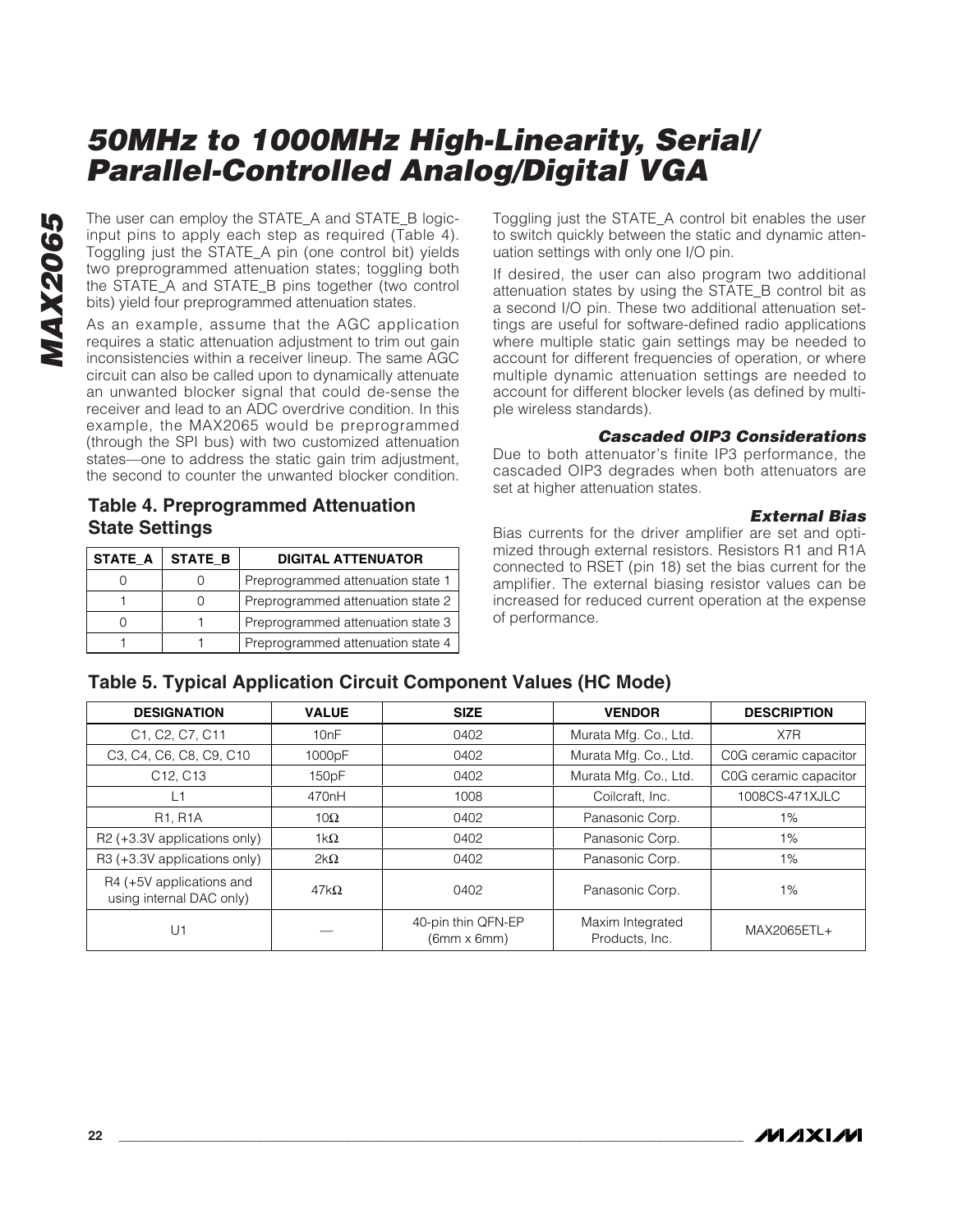The user can employ the STATE_A and STATE_B logic-input pins to apply each step as required (Table 4). Toggling just the STATE_A pin (one control bit) yields two preprogrammed attenuation states; toggling both the STATE_A and STATE_B pins together (two control bits) yield four preprogrammed attenuation states.

As an example, assume that the AGC application requires a static attenuation adjustment to trim out gain inconsistencies within a receiver lineup. The same AGC circuit can also be called upon to dynamically attenuate an unwanted blocker signal that could de-sense the receiver and lead to an ADC overdrive condition. In this example, the MAX2065 would be preprogrammed (through the SPI bus) with two customized attenuation states—one to address the static gain trim adjustment, the second to counter the unwanted blocker condition.

## Table 4. Preprogrammed Attenuation State Settings

| STATE_A | STATE_B | DIGITAL ATTENUATOR |
|---|---|---|
| 0 | 0 | Preprogrammed attenuation state 1 |
| 1 | 0 | Preprogrammed attenuation state 2 |
| 0 | 1 | Preprogrammed attenuation state 3 |
| 1 | 1 | Preprogrammed attenuation state 4 |

Toggling just the STATE_A control bit enables the user to switch quickly between the static and dynamic attenuation settings with only one I/O pin.

If desired, the user can also program two additional attenuation states by using the STATE_B control bit as a second I/O pin. These two additional attenuation settings are useful for software-defined radio applications where multiple static gain settings may be needed to account for different frequencies of operation, or where multiple dynamic attenuation settings are needed to account for different blocker levels (as defined by multiple wireless standards).

### *Cascaded OIP3 Considerations*

Due to both attenuator's finite IP3 performance, the cascaded OIP3 degrades when both attenuators are set at higher attenuation states.

### *External Bias*

Bias currents for the driver amplifier are set and optimized through external resistors. Resistors R1 and R1A connected to RSET (pin 18) set the bias current for the amplifier. The external biasing resistor values can be increased for reduced current operation at the expense of performance.

## Table 5. Typical Application Circuit Component Values (HC Mode)

| DESIGNATION | VALUE | SIZE | VENDOR | DESCRIPTION |
|---|---|---|---|---|
| C1, C2, C7, C11 | 10nF | 0402 | Murata Mfg. Co., Ltd. | X7R |
| C3, C4, C6, C8, C9, C10 | 1000pF | 0402 | Murata Mfg. Co., Ltd. | C0G ceramic capacitor |
| C12, C13 | 150pF | 0402 | Murata Mfg. Co., Ltd. | C0G ceramic capacitor |
| L1 | 470nH | 1008 | Coilcraft, Inc. | 1008CS-471XJLC |
| R1, R1A | 10Ω | 0402 | Panasonic Corp. | 1% |
| R2 (+3.3V applications only) | 1kΩ | 0402 | Panasonic Corp. | 1% |
| R3 (+3.3V applications only) | 2kΩ | 0402 | Panasonic Corp. | 1% |
| R4 (+5V applications and using internal DAC only) | 47kΩ | 0402 | Panasonic Corp. | 1% |
| U1 | — | 40-pin thin QFN-EP (6mm x 6mm) | Maxim Integrated Products, Inc. | MAX2065ETL+ |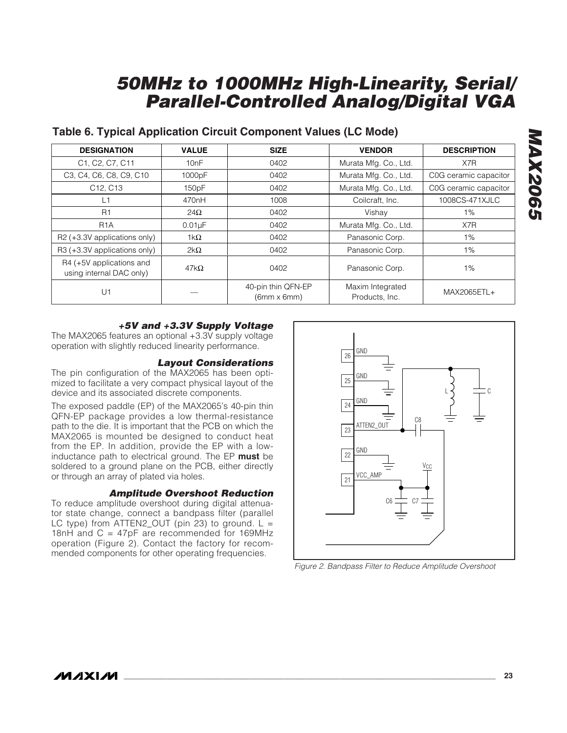## Table 6. Typical Application Circuit Component Values (LC Mode)

| DESIGNATION | VALUE | SIZE | VENDOR | DESCRIPTION |
|---|---|---|---|---|
| C1, C2, C7, C11 | 10nF | 0402 | Murata Mfg. Co., Ltd. | X7R |
| C3, C4, C6, C8, C9, C10 | 1000pF | 0402 | Murata Mfg. Co., Ltd. | C0G ceramic capacitor |
| C12, C13 | 150pF | 0402 | Murata Mfg. Co., Ltd. | C0G ceramic capacitor |
| L1 | 470nH | 1008 | Coilcraft, Inc. | 1008CS-471XJLC |
| R1 | 24Ω | 0402 | Vishay | 1% |
| R1A | 0.01µF | 0402 | Murata Mfg. Co., Ltd. | X7R |
| R2 (+3.3V applications only) | 1kΩ | 0402 | Panasonic Corp. | 1% |
| R3 (+3.3V applications only) | 2kΩ | 0402 | Panasonic Corp. | 1% |
| R4 (+5V applications and using internal DAC only) | 47kΩ | 0402 | Panasonic Corp. | 1% |
| U1 | — | 40-pin thin QFN-EP (6mm x 6mm) | Maxim Integrated Products, Inc. | MAX2065ETL+ |

### *+5V and +3.3V Supply Voltage*

The MAX2065 features an optional +3.3V supply voltage operation with slightly reduced linearity performance.

### *Layout Considerations*

The pin configuration of the MAX2065 has been optimized to facilitate a very compact physical layout of the device and its associated discrete components.

The exposed paddle (EP) of the MAX2065's 40-pin thin QFN-EP package provides a low thermal-resistance path to the die. It is important that the PCB on which the MAX2065 is mounted be designed to conduct heat from the EP. In addition, provide the EP with a low-inductance path to electrical ground. The EP **must** be soldered to a ground plane on the PCB, either directly or through an array of plated via holes.

### *Amplitude Overshoot Reduction*

To reduce amplitude overshoot during digital attenuator state change, connect a bandpass filter (parallel LC type) from ATTEN2_OUT (pin 23) to ground. L = 18nH and C = 47pF are recommended for 169MHz operation (Figure 2). Contact the factory for recommended components for other operating frequencies.

*Figure 2. Bandpass Filter to Reduce Amplitude Overshoot*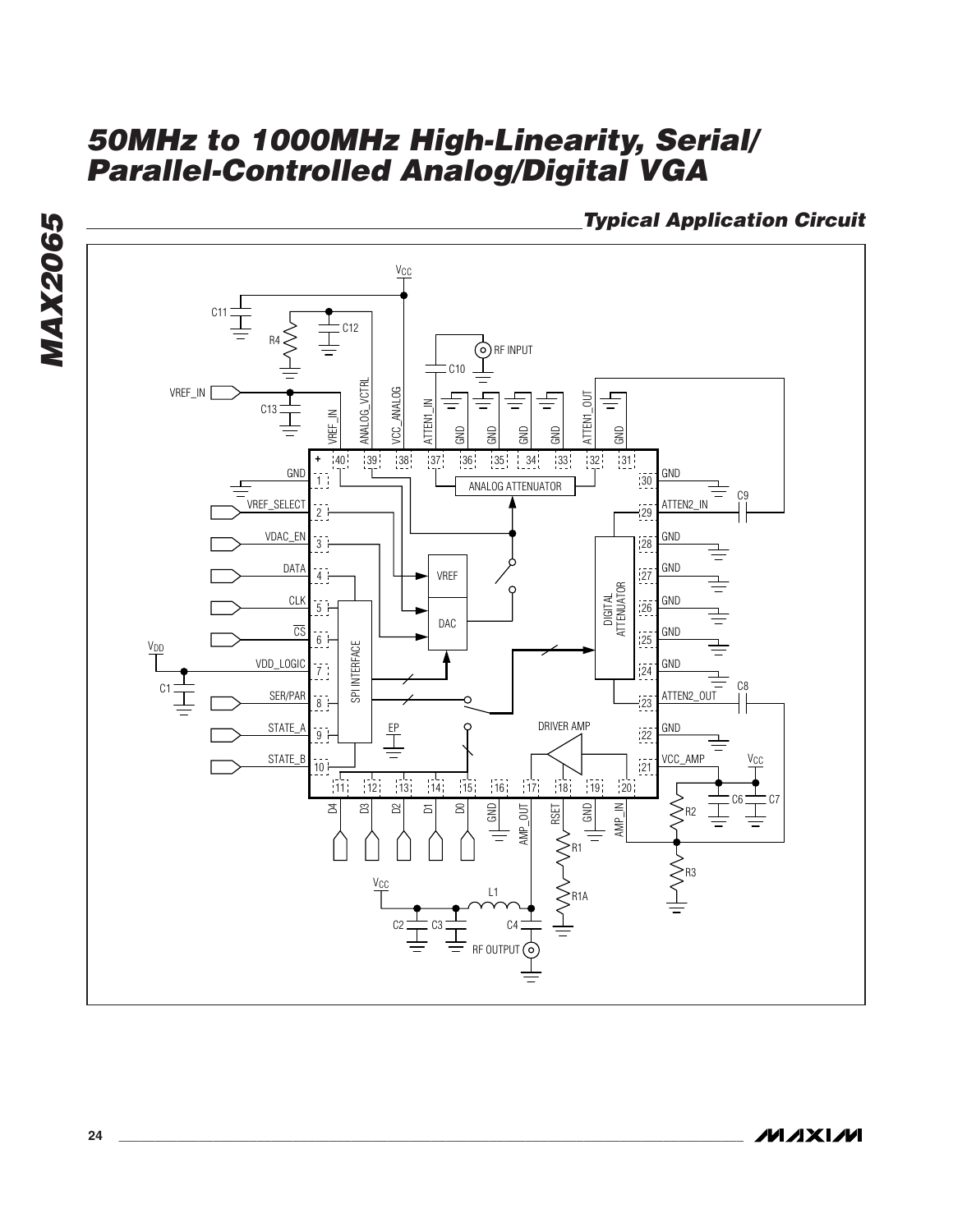## Typical Application Circuit

VCC

C11

R4

C12

RF INPUT

C10

VREF_IN

C13

VREF_IN

ANALOG_VCTRL

VCC_ANALOG

ATTEN1_IN

GND

GND

GND

GND

ATTEN1_OUT

GND

40 39 38 37 36 35 34 33 32 31

GND 1

ANALOG ATTENUATOR

30 GND

VREF_SELECT 2

29 ATTEN2_IN

C9

VDAC_EN 3

28 GND

DATA 4

VREF

27 GND

CLK 5

DIGITAL ATTENUATOR

26 GND

CS 6

DAC

25 GND

VDD

VDD_LOGIC 7

SPI INTERFACE

24 GND

C1

SER/PAR 8

23 ATTEN2_OUT

C8

STATE_A 9

EP

DRIVER AMP

22 GND

STATE_B 10

21 VCC_AMP

VCC

11 12 13 14 15 16 17 18 19 20

D4 D3 D2 D1 D0 GND AMP_OUT RSET GND AMP_IN

C6 C7

R2

R1

R3

VCC

L1

R1A

C2 C3

C4

RF OUTPUT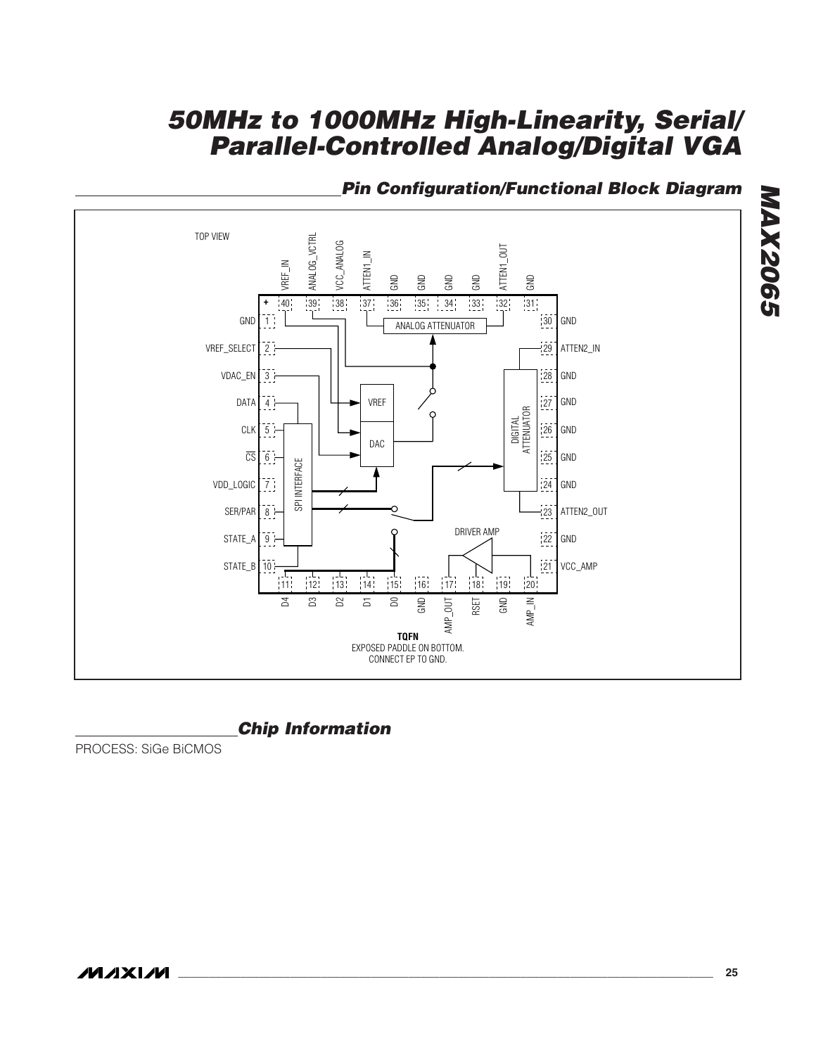## Pin Configuration/Functional Block Diagram

TOP VIEW

| Pin | Name | Pin | Name |
|---|---|---|---|
| 1 | GND | 21 | VCC_AMP |
| 2 | VREF_SELECT | 22 | GND |
| 3 | VDAC_EN | 23 | ATTEN2_OUT |
| 4 | DATA | 24 | GND |
| 5 | CLK | 25 | GND |
| 6 | CS | 26 | GND |
| 7 | VDD_LOGIC | 27 | GND |
| 8 | SER/PAR | 28 | GND |
| 9 | STATE_A | 29 | ATTEN2_IN |
| 10 | STATE_B | 30 | GND |
| 11 | D4 | 31 | GND |
| 12 | D3 | 32 | ATTEN1_OUT |
| 13 | D2 | 33 | GND |
| 14 | D1 | 34 | GND |
| 15 | D0 | 35 | GND |
| 16 | GND | 36 | GND |
| 17 | AMP_OUT | 37 | ATTEN1_IN |
| 18 | RSET | 38 | VCC_ANALOG |
| 19 | GND | 39 | ANALOG_VCTRL |
| 20 | AMP_IN | 40 | VREF_IN |

Internal blocks: ANALOG ATTENUATOR, VREF, DAC, SPI INTERFACE, DIGITAL ATTENUATOR, DRIVER AMP

**TQFN**
EXPOSED PADDLE ON BOTTOM.
CONNECT EP TO GND.

## Chip Information

PROCESS: SiGe BiCMOS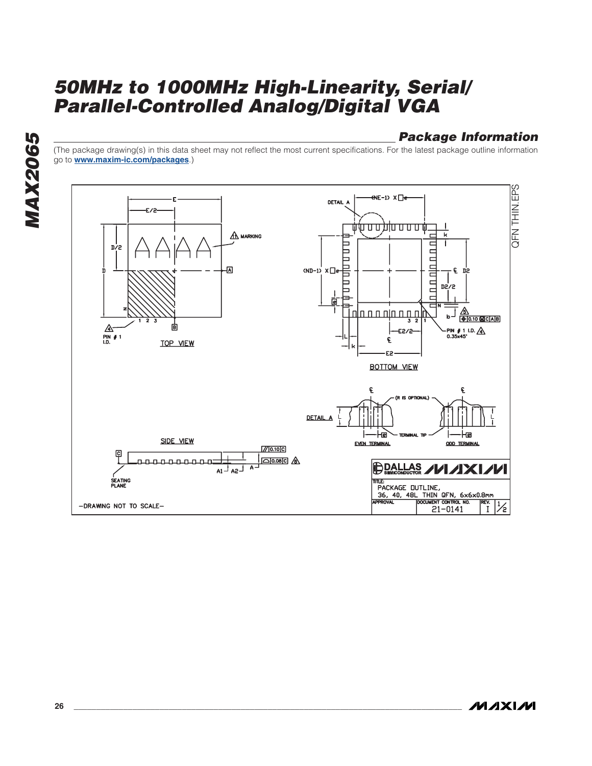## Package Information

(The package drawing(s) in this data sheet may not reflect the most current specifications. For the latest package outline information go to **www.maxim-ic.com/packages**.)

TOP VIEW

BOTTOM VIEW

SIDE VIEW

DETAIL A

EVEN TERMINAL

ODD TERMINAL

SEATING PLANE

PIN # 1 I.D.

PIN # 1 I.D. 0.35x45°

MARKING

(R IS OPTIONAL)

TERMINAL TIP

QFN THIN.EPS

—DRAWING NOT TO SCALE—

DALLAS SEMICONDUCTOR MAXIM

TITLE: PACKAGE OUTLINE, 36, 40, 48L THIN QFN, 6x6x0.8mm

| APPROVAL | DOCUMENT CONTROL NO. | REV. | |
|---|---|---|---|
| | 21-0141 | I | 1/2 |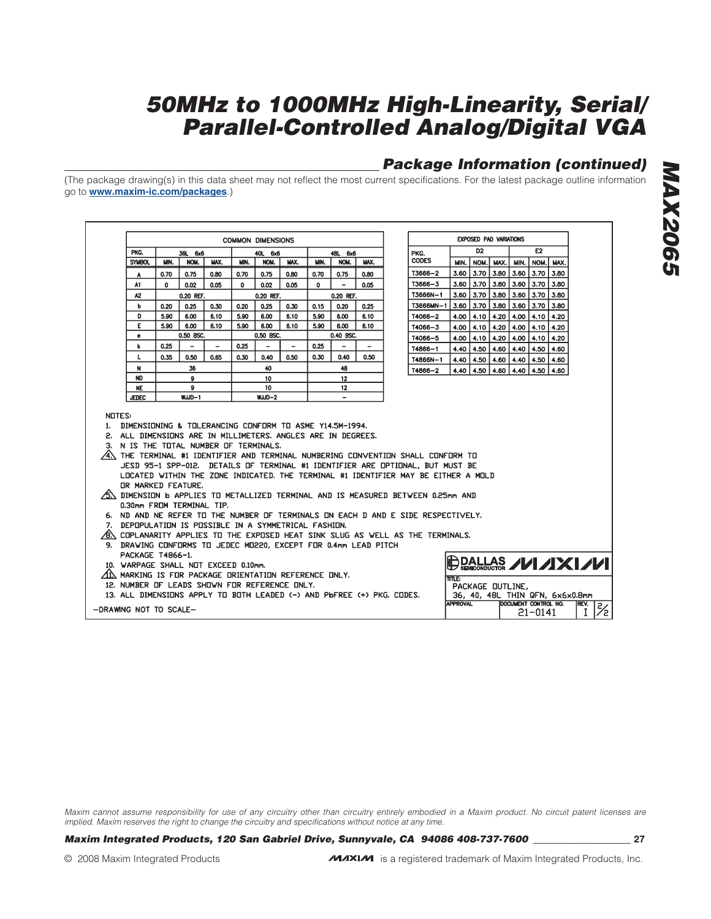## Package Information (continued)

(The package drawing(s) in this data sheet may not reflect the most current specifications. For the latest package outline information go to **www.maxim-ic.com/packages**.)

**COMMON DIMENSIONS**

| PKG. | 36L 6x6 | | | 40L 6x6 | | | 48L 6x6 | | |
|---|---|---|---|---|---|---|---|---|---|
| SYMBOL | MIN. | NOM. | MAX. | MIN. | NOM. | MAX. | MIN. | NOM. | MAX. |
| A | 0.70 | 0.75 | 0.80 | 0.70 | 0.75 | 0.80 | 0.70 | 0.75 | 0.80 |
| A1 | 0 | 0.02 | 0.05 | 0 | 0.02 | 0.05 | 0 | – | 0.05 |
| A2 | 0.20 REF. | | | 0.20 REF. | | | 0.20 REF. | | |
| b | 0.20 | 0.25 | 0.30 | 0.20 | 0.25 | 0.30 | 0.15 | 0.20 | 0.25 |
| D | 5.90 | 6.00 | 6.10 | 5.90 | 6.00 | 6.10 | 5.90 | 6.00 | 6.10 |
| E | 5.90 | 6.00 | 6.10 | 5.90 | 6.00 | 6.10 | 5.90 | 6.00 | 6.10 |
| e | 0.50 BSC. | | | 0.50 BSC. | | | 0.40 BSC. | | |
| k | 0.25 | – | – | 0.25 | – | – | 0.25 | – | – |
| L | 0.35 | 0.50 | 0.65 | 0.30 | 0.40 | 0.50 | 0.30 | 0.40 | 0.50 |
| N | 36 | | | 40 | | | 48 | | |
| ND | 9 | | | 10 | | | 12 | | |
| NE | 9 | | | 10 | | | 12 | | |
| JEDEC | WJJD-1 | | | WJJD-2 | | | – | | |

**EXPOSED PAD VARIATIONS**

| PKG. CODES | D2 | | | E2 | | |
|---|---|---|---|---|---|---|
| | MIN. | NOM. | MAX. | MIN. | NOM. | MAX. |
| T3666-2 | 3.60 | 3.70 | 3.80 | 3.60 | 3.70 | 3.80 |
| T3666-3 | 3.60 | 3.70 | 3.80 | 3.60 | 3.70 | 3.80 |
| T3666N-1 | 3.60 | 3.70 | 3.80 | 3.60 | 3.70 | 3.80 |
| T3666MN-1 | 3.60 | 3.70 | 3.80 | 3.60 | 3.70 | 3.80 |
| T4066-2 | 4.00 | 4.10 | 4.20 | 4.00 | 4.10 | 4.20 |
| T4066-3 | 4.00 | 4.10 | 4.20 | 4.00 | 4.10 | 4.20 |
| T4066-5 | 4.00 | 4.10 | 4.20 | 4.00 | 4.10 | 4.20 |
| T4866-1 | 4.40 | 4.50 | 4.60 | 4.40 | 4.50 | 4.60 |
| T4866N-1 | 4.40 | 4.50 | 4.60 | 4.40 | 4.50 | 4.60 |
| T4866-2 | 4.40 | 4.50 | 4.60 | 4.40 | 4.50 | 4.60 |

NOTES:

1. DIMENSIONING & TOLERANCING CONFORM TO ASME Y14.5M-1994.
2. ALL DIMENSIONS ARE IN MILLIMETERS. ANGLES ARE IN DEGREES.
3. N IS THE TOTAL NUMBER OF TERMINALS.
4. THE TERMINAL #1 IDENTIFIER AND TERMINAL NUMBERING CONVENTION SHALL CONFORM TO JESD 95-1 SPP-012. DETAILS OF TERMINAL #1 IDENTIFIER ARE OPTIONAL, BUT MUST BE LOCATED WITHIN THE ZONE INDICATED. THE TERMINAL #1 IDENTIFIER MAY BE EITHER A MOLD OR MARKED FEATURE.
5. DIMENSION b APPLIES TO METALLIZED TERMINAL AND IS MEASURED BETWEEN 0.25mm AND 0.30mm FROM TERMINAL TIP.
6. ND AND NE REFER TO THE NUMBER OF TERMINALS ON EACH D AND E SIDE RESPECTIVELY.
7. DEPOPULATION IS POSSIBLE IN A SYMMETRICAL FASHION.
8. COPLANARITY APPLIES TO THE EXPOSED HEAT SINK SLUG AS WELL AS THE TERMINALS.
9. DRAWING CONFORMS TO JEDEC MO220, EXCEPT FOR 0.4mm LEAD PITCH PACKAGE T4866-1.
10. WARPAGE SHALL NOT EXCEED 0.10mm.
11. MARKING IS FOR PACKAGE ORIENTATION REFERENCE ONLY.
12. NUMBER OF LEADS SHOWN FOR REFERENCE ONLY.
13. ALL DIMENSIONS APPLY TO BOTH LEADED (-) AND PbFREE (+) PKG. CODES.

–DRAWING NOT TO SCALE–

DALLAS SEMICONDUCTOR MAXIM

TITLE: PACKAGE OUTLINE, 36, 40, 48L THIN QFN, 6x6x0.8mm

APPROVAL | DOCUMENT CONTROL NO. 21-0141 | REV. I | 2/2

*Maxim cannot assume responsibility for use of any circuitry other than circuitry entirely embodied in a Maxim product. No circuit patent licenses are implied. Maxim reserves the right to change the circuitry and specifications without notice at any time.*

**Maxim Integrated Products, 120 San Gabriel Drive, Sunnyvale, CA 94086 408-737-7600**

© 2008 Maxim Integrated Products

MAXIM is a registered trademark of Maxim Integrated Products, Inc.